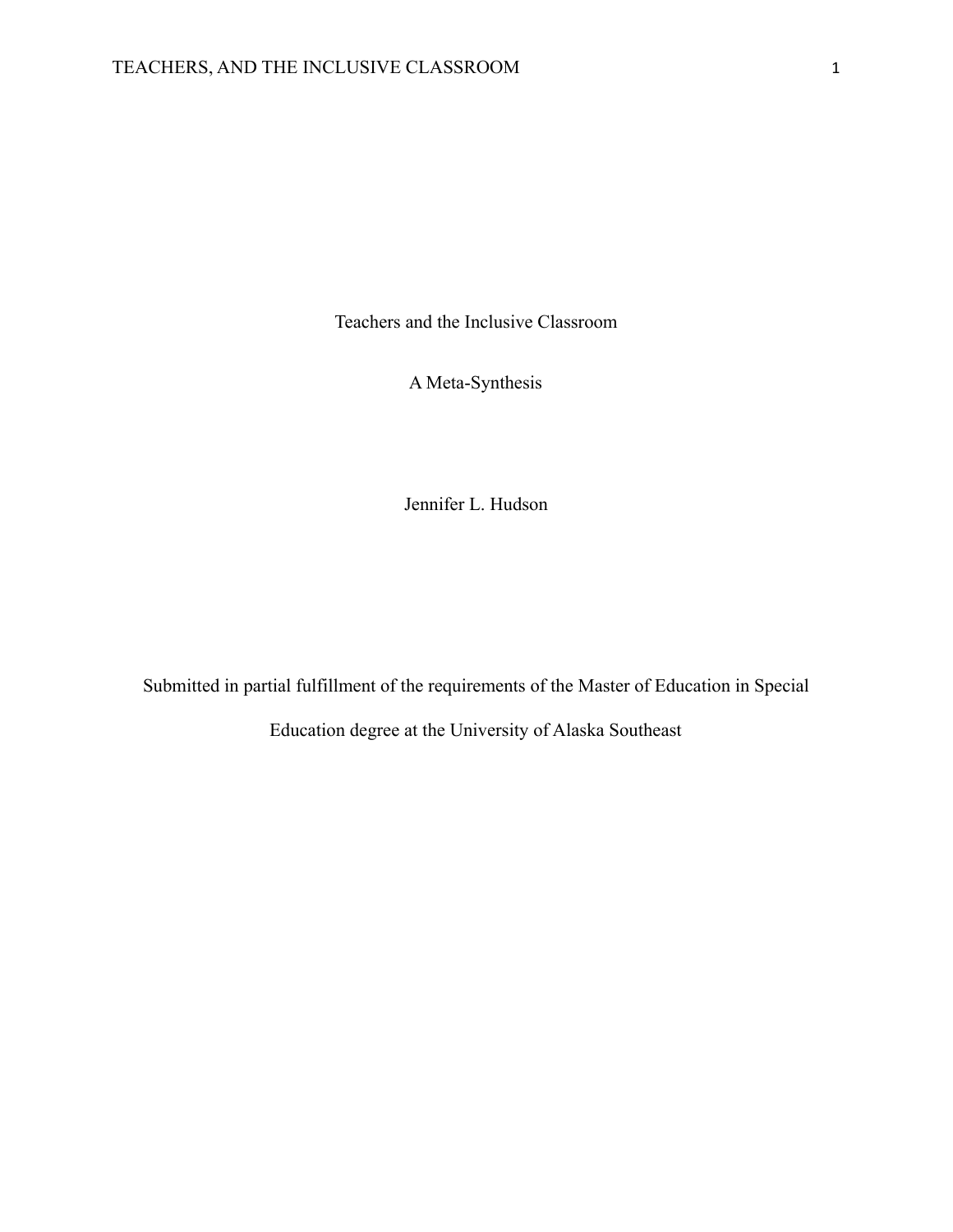# Teachers and the Inclusive Classroom

## A Meta-Synthesis

Jennifer L. Hudson

Submitted in partial fulfillment of the requirements of the Master of Education in Special Education degree at the University of Alaska Southeast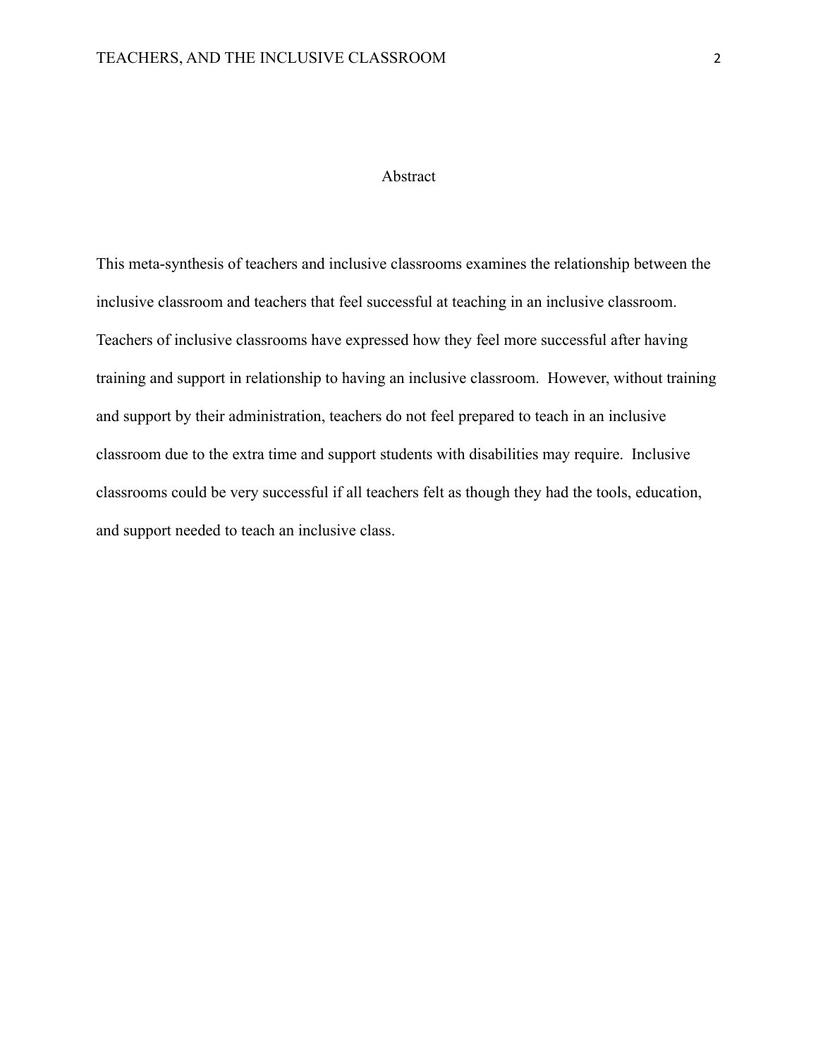# Abstract

This meta-synthesis of teachers and inclusive classrooms examines the relationship between the inclusive classroom and teachers that feel successful at teaching in an inclusive classroom. Teachers of inclusive classrooms have expressed how they feel more successful after having training and support in relationship to having an inclusive classroom. However, without training and support by their administration, teachers do not feel prepared to teach in an inclusive classroom due to the extra time and support students with disabilities may require. Inclusive classrooms could be very successful if all teachers felt as though they had the tools, education, and support needed to teach an inclusive class.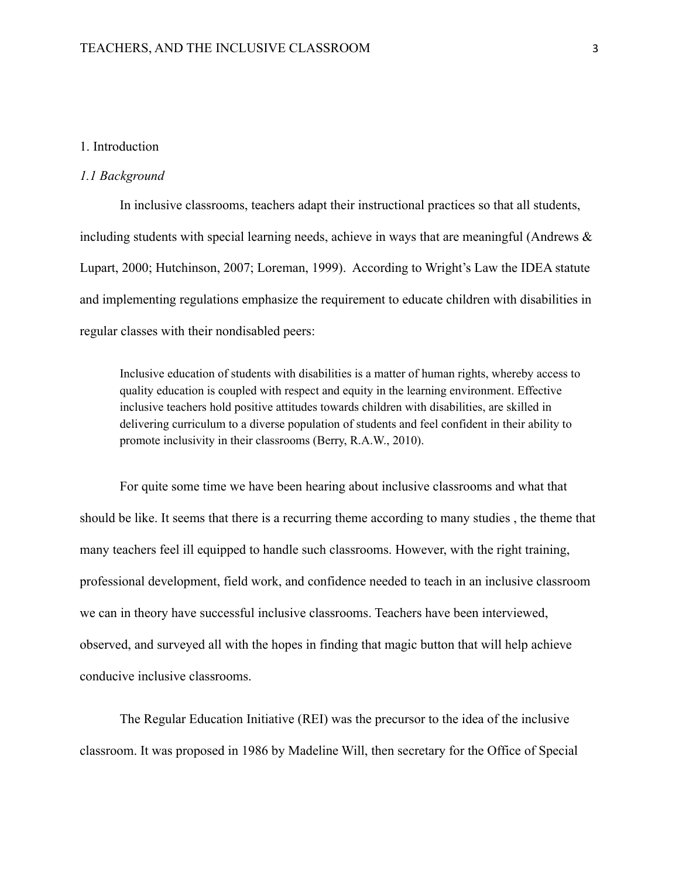# 1. Introduction

## *1.1 Background*

In inclusive classrooms, teachers adapt their instructional practices so that all students, including students with special learning needs, achieve in ways that are meaningful (Andrews & Lupart, 2000; Hutchinson, 2007; Loreman, 1999). According to Wright's Law the IDEA statute and implementing regulations emphasize the requirement to educate children with disabilities in regular classes with their nondisabled peers:

> Inclusive education of students with disabilities is a matter of human rights, whereby access to quality education is coupled with respect and equity in the learning environment. Effective inclusive teachers hold positive attitudes towards children with disabilities, are skilled in delivering curriculum to a diverse population of students and feel confident in their ability to promote inclusivity in their classrooms (Berry, R.A.W., 2010).

For quite some time we have been hearing about inclusive classrooms and what that should be like. It seems that there is a recurring theme according to many studies , the theme that many teachers feel ill equipped to handle such classrooms. However, with the right training, professional development, field work, and confidence needed to teach in an inclusive classroom we can in theory have successful inclusive classrooms. Teachers have been interviewed, observed, and surveyed all with the hopes in finding that magic button that will help achieve conducive inclusive classrooms.

The Regular Education Initiative (REI) was the precursor to the idea of the inclusive classroom. It was proposed in 1986 by Madeline Will, then secretary for the Office of Special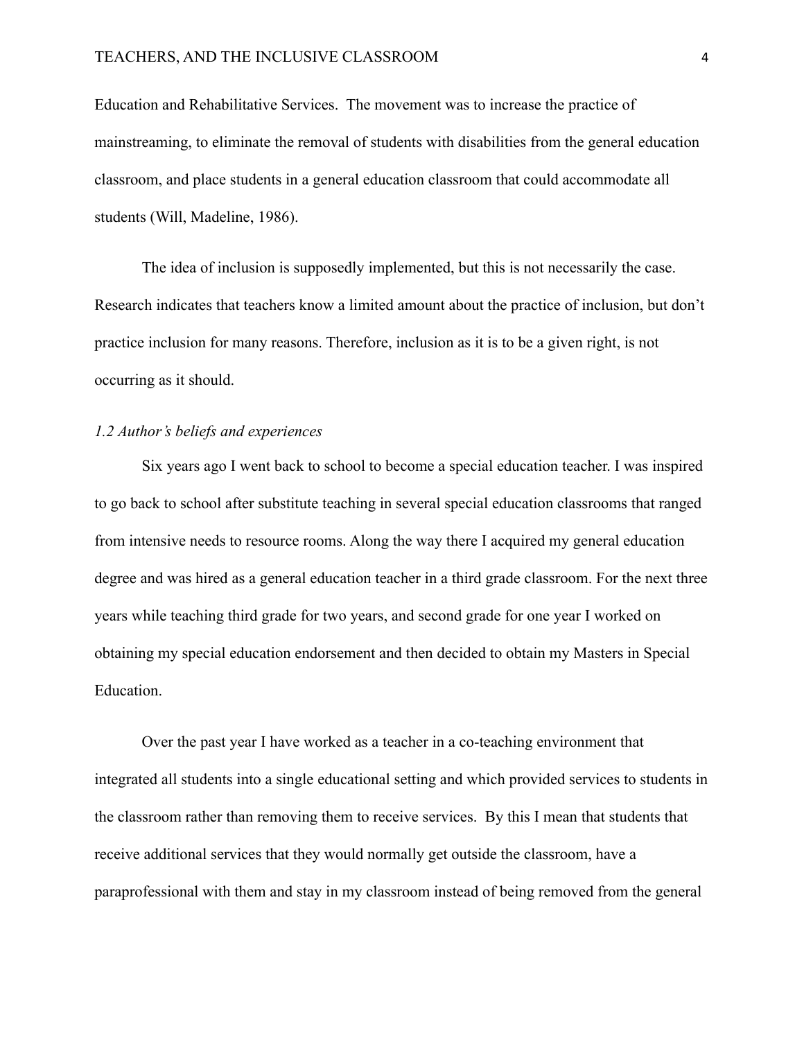Education and Rehabilitative Services. The movement was to increase the practice of mainstreaming, to eliminate the removal of students with disabilities from the general education classroom, and place students in a general education classroom that could accommodate all students (Will, Madeline, 1986).

The idea of inclusion is supposedly implemented, but this is not necessarily the case. Research indicates that teachers know a limited amount about the practice of inclusion, but don't practice inclusion for many reasons. Therefore, inclusion as it is to be a given right, is not occurring as it should.

### *1.2 Author's beliefs and experiences*

Six years ago I went back to school to become a special education teacher. I was inspired to go back to school after substitute teaching in several special education classrooms that ranged from intensive needs to resource rooms. Along the way there I acquired my general education degree and was hired as a general education teacher in a third grade classroom. For the next three years while teaching third grade for two years, and second grade for one year I worked on obtaining my special education endorsement and then decided to obtain my Masters in Special Education.

Over the past year I have worked as a teacher in a co-teaching environment that integrated all students into a single educational setting and which provided services to students in the classroom rather than removing them to receive services. By this I mean that students that receive additional services that they would normally get outside the classroom, have a paraprofessional with them and stay in my classroom instead of being removed from the general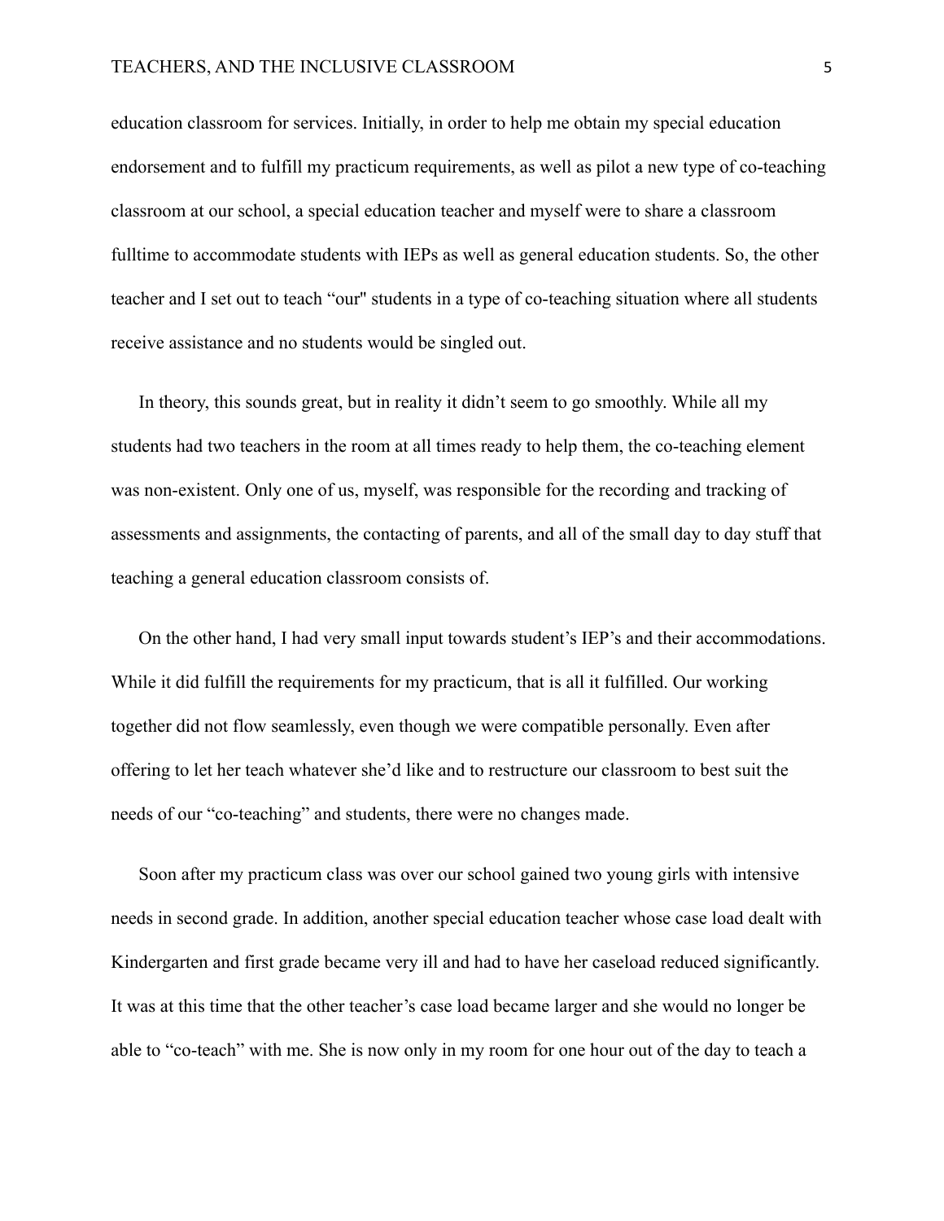education classroom for services. Initially, in order to help me obtain my special education endorsement and to fulfill my practicum requirements, as well as pilot a new type of co-teaching classroom at our school, a special education teacher and myself were to share a classroom fulltime to accommodate students with IEPs as well as general education students. So, the other teacher and I set out to teach "our" students in a type of co-teaching situation where all students receive assistance and no students would be singled out.

In theory, this sounds great, but in reality it didn't seem to go smoothly. While all my students had two teachers in the room at all times ready to help them, the co-teaching element was non-existent. Only one of us, myself, was responsible for the recording and tracking of assessments and assignments, the contacting of parents, and all of the small day to day stuff that teaching a general education classroom consists of.

On the other hand, I had very small input towards student's IEP's and their accommodations. While it did fulfill the requirements for my practicum, that is all it fulfilled. Our working together did not flow seamlessly, even though we were compatible personally. Even after offering to let her teach whatever she'd like and to restructure our classroom to best suit the needs of our "co-teaching" and students, there were no changes made.

Soon after my practicum class was over our school gained two young girls with intensive needs in second grade. In addition, another special education teacher whose case load dealt with Kindergarten and first grade became very ill and had to have her caseload reduced significantly. It was at this time that the other teacher's case load became larger and she would no longer be able to "co-teach" with me. She is now only in my room for one hour out of the day to teach a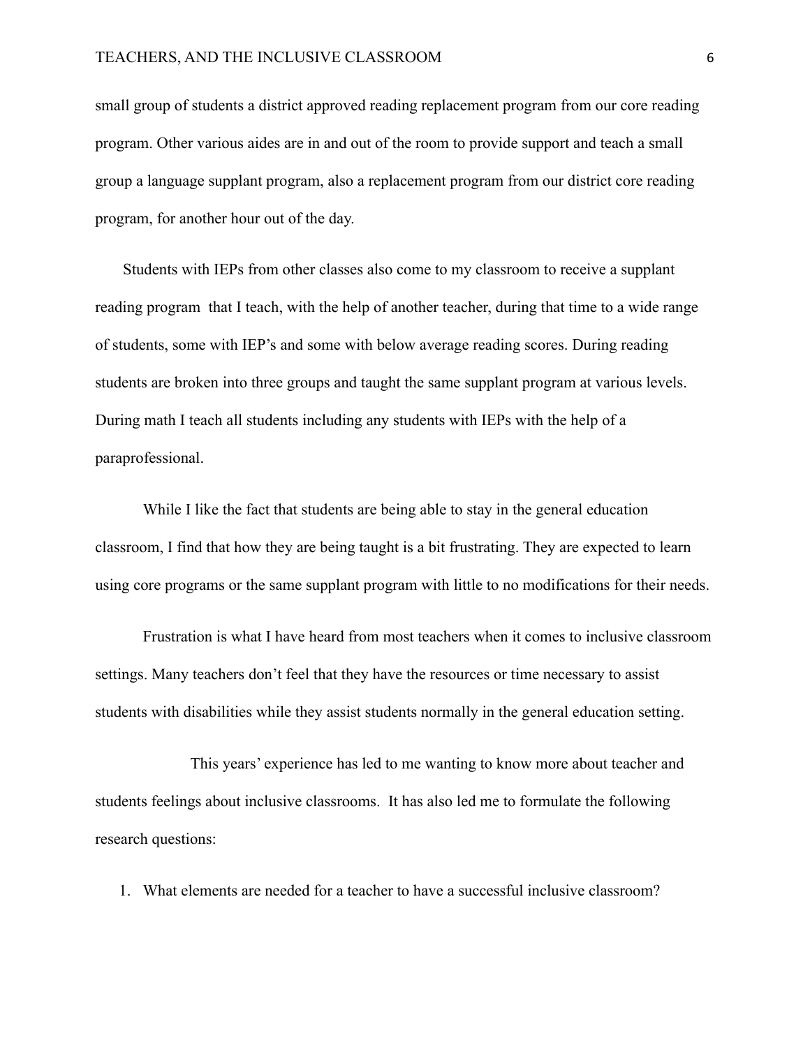small group of students a district approved reading replacement program from our core reading program. Other various aides are in and out of the room to provide support and teach a small group a language supplant program, also a replacement program from our district core reading program, for another hour out of the day.

Students with IEPs from other classes also come to my classroom to receive a supplant reading program that I teach, with the help of another teacher, during that time to a wide range of students, some with IEP's and some with below average reading scores. During reading students are broken into three groups and taught the same supplant program at various levels. During math I teach all students including any students with IEPs with the help of a paraprofessional.

While I like the fact that students are being able to stay in the general education classroom, I find that how they are being taught is a bit frustrating. They are expected to learn using core programs or the same supplant program with little to no modifications for their needs.

Frustration is what I have heard from most teachers when it comes to inclusive classroom settings. Many teachers don't feel that they have the resources or time necessary to assist students with disabilities while they assist students normally in the general education setting.

This years' experience has led to me wanting to know more about teacher and students feelings about inclusive classrooms. It has also led me to formulate the following research questions:

1. What elements are needed for a teacher to have a successful inclusive classroom?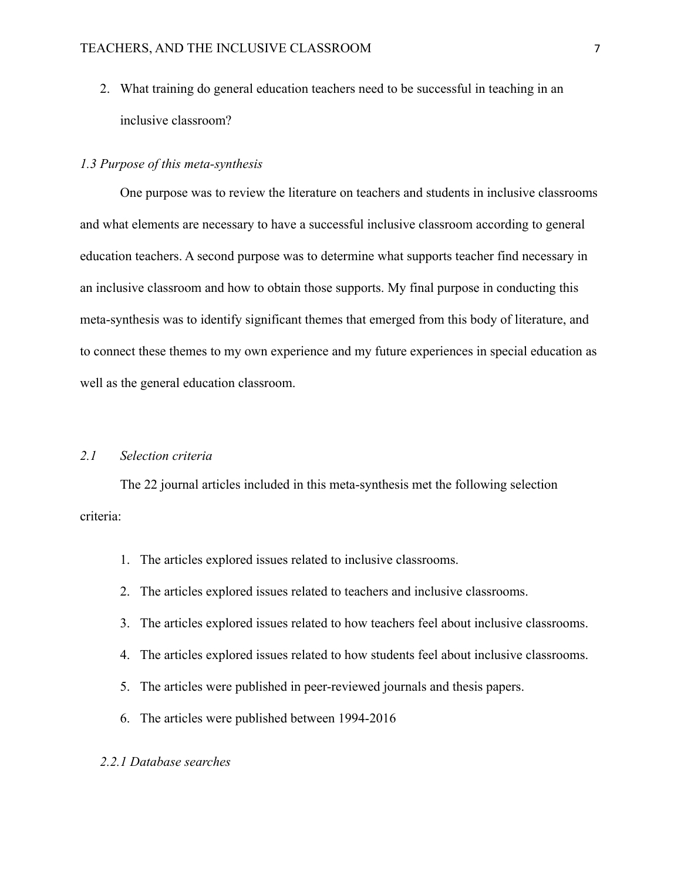2. What training do general education teachers need to be successful in teaching in an inclusive classroom?

### *1.3 Purpose of this meta-synthesis*

One purpose was to review the literature on teachers and students in inclusive classrooms and what elements are necessary to have a successful inclusive classroom according to general education teachers. A second purpose was to determine what supports teacher find necessary in an inclusive classroom and how to obtain those supports. My final purpose in conducting this meta-synthesis was to identify significant themes that emerged from this body of literature, and to connect these themes to my own experience and my future experiences in special education as well as the general education classroom.

### *2.1 Selection criteria*

The 22 journal articles included in this meta-synthesis met the following selection criteria:

1. The articles explored issues related to inclusive classrooms.
2. The articles explored issues related to teachers and inclusive classrooms.
3. The articles explored issues related to how teachers feel about inclusive classrooms.
4. The articles explored issues related to how students feel about inclusive classrooms.
5. The articles were published in peer-reviewed journals and thesis papers.
6. The articles were published between 1994-2016

#### *2.2.1 Database searches*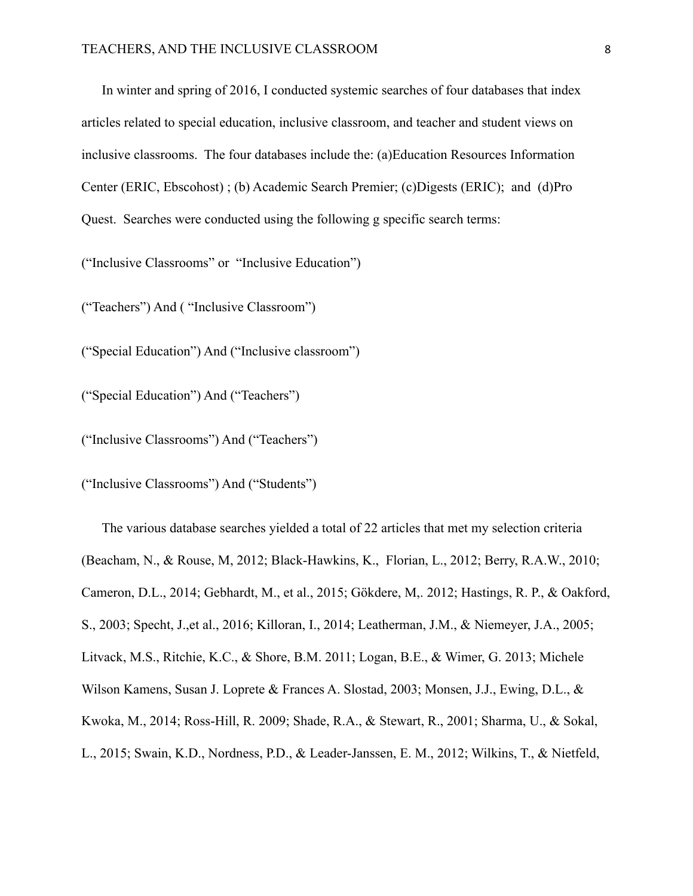In winter and spring of 2016, I conducted systemic searches of four databases that index articles related to special education, inclusive classroom, and teacher and student views on inclusive classrooms. The four databases include the: (a)Education Resources Information Center (ERIC, Ebscohost) ; (b) Academic Search Premier; (c)Digests (ERIC); and (d)Pro Quest. Searches were conducted using the following g specific search terms:

("Inclusive Classrooms" or "Inclusive Education")

("Teachers") And ( "Inclusive Classroom")

("Special Education") And ("Inclusive classroom")

("Special Education") And ("Teachers")

("Inclusive Classrooms") And ("Teachers")

("Inclusive Classrooms") And ("Students")

The various database searches yielded a total of 22 articles that met my selection criteria (Beacham, N., & Rouse, M, 2012; Black-Hawkins, K., Florian, L., 2012; Berry, R.A.W., 2010; Cameron, D.L., 2014; Gebhardt, M., et al., 2015; Gökdere, M,. 2012; Hastings, R. P., & Oakford, S., 2003; Specht, J.,et al., 2016; Killoran, I., 2014; Leatherman, J.M., & Niemeyer, J.A., 2005; Litvack, M.S., Ritchie, K.C., & Shore, B.M. 2011; Logan, B.E., & Wimer, G. 2013; Michele Wilson Kamens, Susan J. Loprete & Frances A. Slostad, 2003; Monsen, J.J., Ewing, D.L., & Kwoka, M., 2014; Ross-Hill, R. 2009; Shade, R.A., & Stewart, R., 2001; Sharma, U., & Sokal, L., 2015; Swain, K.D., Nordness, P.D., & Leader-Janssen, E. M., 2012; Wilkins, T., & Nietfeld,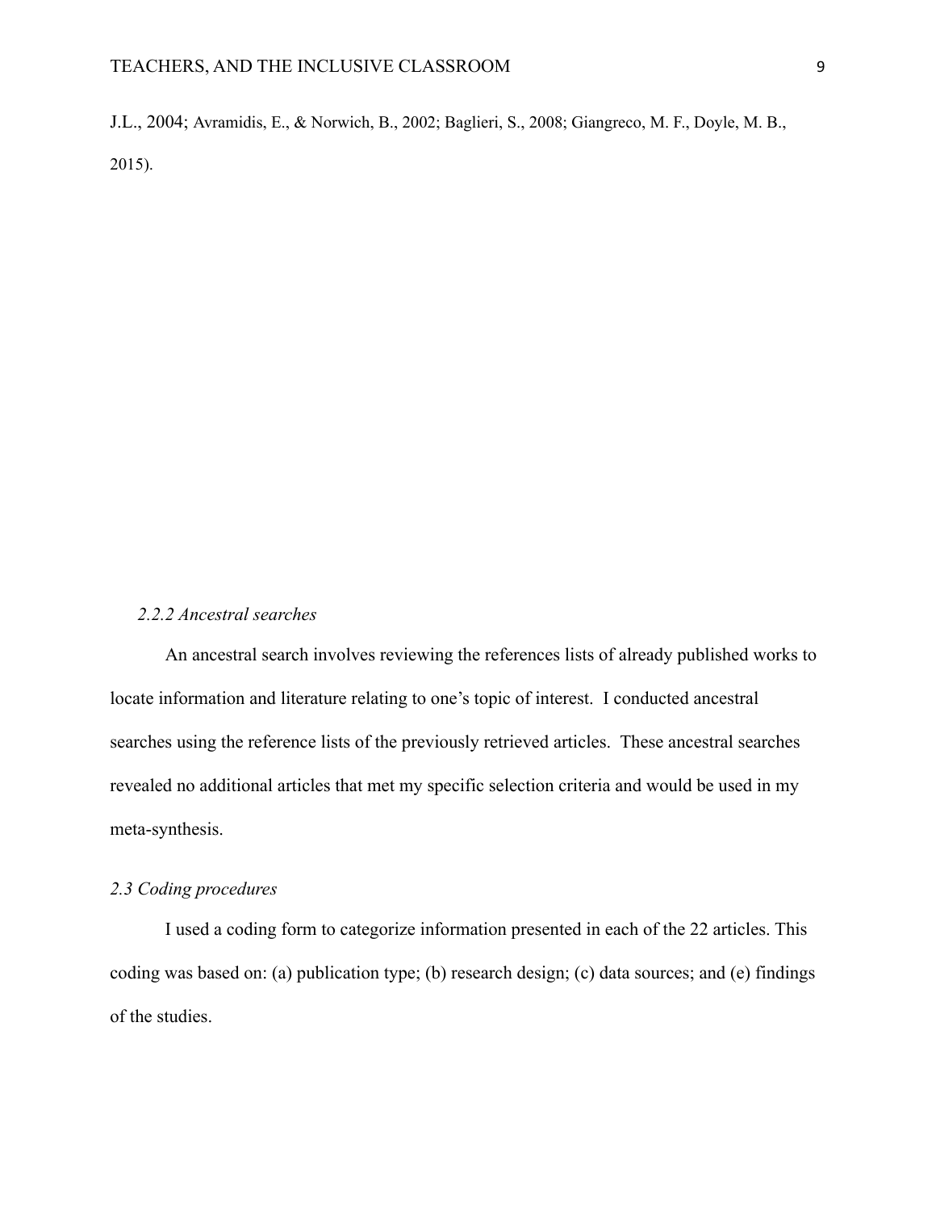J.L., 2004; Avramidis, E., & Norwich, B., 2002; Baglieri, S., 2008; Giangreco, M. F., Doyle, M. B., 2015).

*2.2.2 Ancestral searches*

An ancestral search involves reviewing the references lists of already published works to locate information and literature relating to one's topic of interest. I conducted ancestral searches using the reference lists of the previously retrieved articles. These ancestral searches revealed no additional articles that met my specific selection criteria and would be used in my meta-synthesis.

*2.3 Coding procedures*

I used a coding form to categorize information presented in each of the 22 articles. This coding was based on: (a) publication type; (b) research design; (c) data sources; and (e) findings of the studies.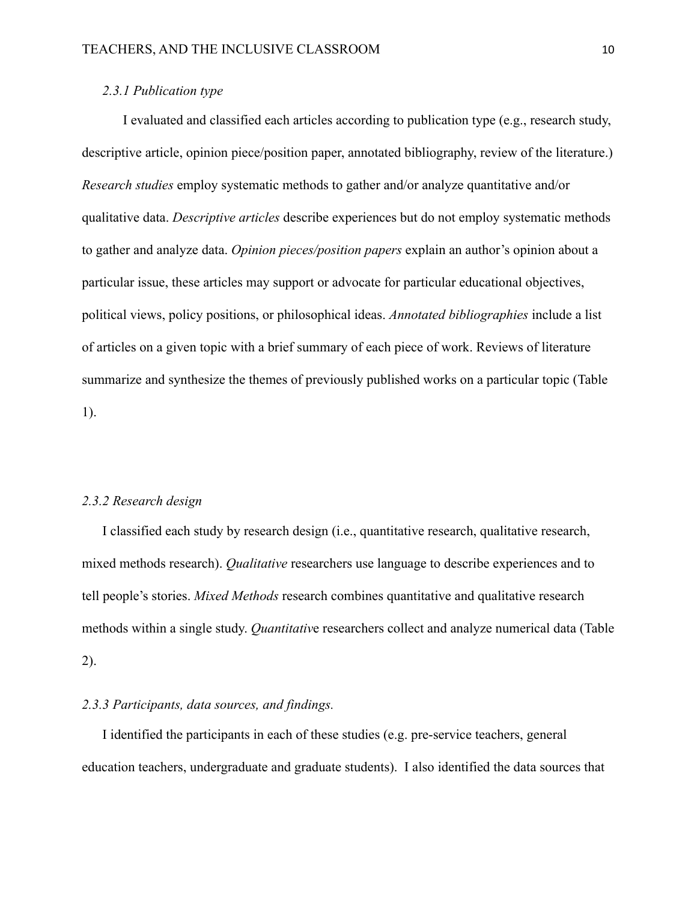### *2.3.1 Publication type*

I evaluated and classified each articles according to publication type (e.g., research study, descriptive article, opinion piece/position paper, annotated bibliography, review of the literature.) *Research studies* employ systematic methods to gather and/or analyze quantitative and/or qualitative data. *Descriptive articles* describe experiences but do not employ systematic methods to gather and analyze data. *Opinion pieces/position papers* explain an author's opinion about a particular issue, these articles may support or advocate for particular educational objectives, political views, policy positions, or philosophical ideas. *Annotated bibliographies* include a list of articles on a given topic with a brief summary of each piece of work. Reviews of literature summarize and synthesize the themes of previously published works on a particular topic (Table 1).

### *2.3.2 Research design*

I classified each study by research design (i.e., quantitative research, qualitative research, mixed methods research). *Qualitative* researchers use language to describe experiences and to tell people's stories. *Mixed Methods* research combines quantitative and qualitative research methods within a single study. *Quantitative* researchers collect and analyze numerical data (Table 2).

### *2.3.3 Participants, data sources, and findings.*

I identified the participants in each of these studies (e.g. pre-service teachers, general education teachers, undergraduate and graduate students). I also identified the data sources that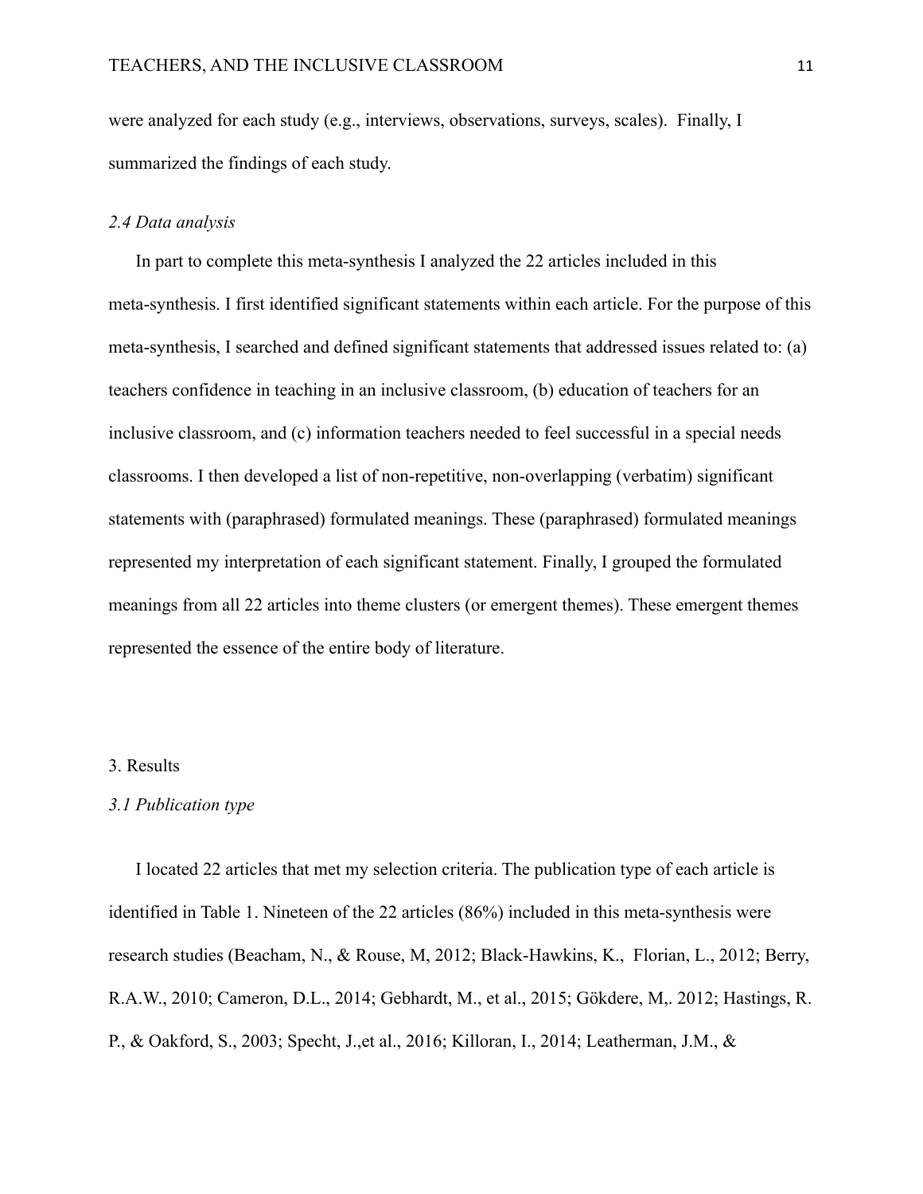were analyzed for each study (e.g., interviews, observations, surveys, scales). Finally, I summarized the findings of each study.

### *2.4 Data analysis*

In part to complete this meta-synthesis I analyzed the 22 articles included in this meta-synthesis. I first identified significant statements within each article. For the purpose of this meta-synthesis, I searched and defined significant statements that addressed issues related to: (a) teachers confidence in teaching in an inclusive classroom, (b) education of teachers for an inclusive classroom, and (c) information teachers needed to feel successful in a special needs classrooms. I then developed a list of non-repetitive, non-overlapping (verbatim) significant statements with (paraphrased) formulated meanings. These (paraphrased) formulated meanings represented my interpretation of each significant statement. Finally, I grouped the formulated meanings from all 22 articles into theme clusters (or emergent themes). These emergent themes represented the essence of the entire body of literature.

## 3. Results

### *3.1 Publication type*

I located 22 articles that met my selection criteria. The publication type of each article is identified in Table 1. Nineteen of the 22 articles (86%) included in this meta-synthesis were research studies (Beacham, N., & Rouse, M, 2012; Black-Hawkins, K., Florian, L., 2012; Berry, R.A.W., 2010; Cameron, D.L., 2014; Gebhardt, M., et al., 2015; Gökdere, M,. 2012; Hastings, R. P., & Oakford, S., 2003; Specht, J.,et al., 2016; Killoran, I., 2014; Leatherman, J.M., &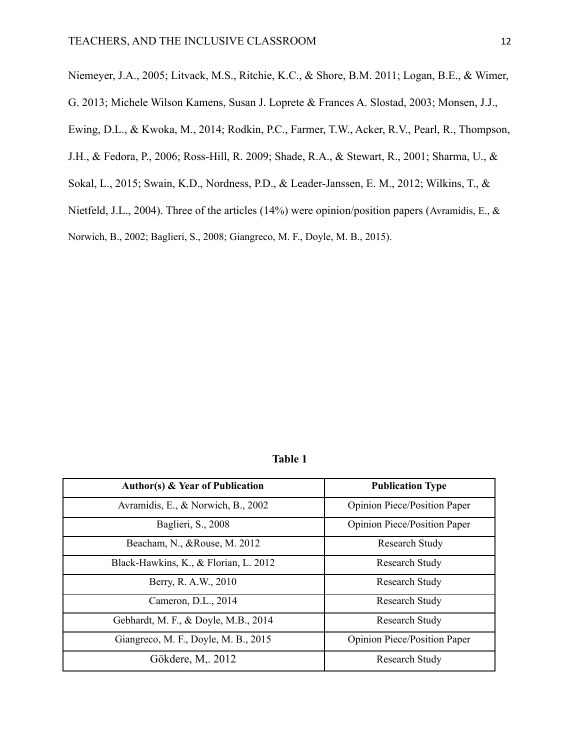Niemeyer, J.A., 2005; Litvack, M.S., Ritchie, K.C., & Shore, B.M. 2011; Logan, B.E., & Wimer, G. 2013; Michele Wilson Kamens, Susan J. Loprete & Frances A. Slostad, 2003; Monsen, J.J., Ewing, D.L., & Kwoka, M., 2014; Rodkin, P.C., Farmer, T.W., Acker, R.V., Pearl, R., Thompson, J.H., & Fedora, P., 2006; Ross-Hill, R. 2009; Shade, R.A., & Stewart, R., 2001; Sharma, U., & Sokal, L., 2015; Swain, K.D., Nordness, P.D., & Leader-Janssen, E. M., 2012; Wilkins, T., & Nietfeld, J.L., 2004). Three of the articles (14%) were opinion/position papers (Avramidis, E., & Norwich, B., 2002; Baglieri, S., 2008; Giangreco, M. F., Doyle, M. B., 2015).

**Table 1**

| Author(s) & Year of Publication | Publication Type |
| --- | --- |
| Avramidis, E., & Norwich, B., 2002 | Opinion Piece/Position Paper |
| Baglieri, S., 2008 | Opinion Piece/Position Paper |
| Beacham, N., &Rouse, M. 2012 | Research Study |
| Black-Hawkins, K., & Florian, L. 2012 | Research Study |
| Berry, R. A.W., 2010 | Research Study |
| Cameron, D.L., 2014 | Research Study |
| Gebhardt, M. F., & Doyle, M.B., 2014 | Research Study |
| Giangreco, M. F., Doyle, M. B., 2015 | Opinion Piece/Position Paper |
| Gökdere, M,. 2012 | Research Study |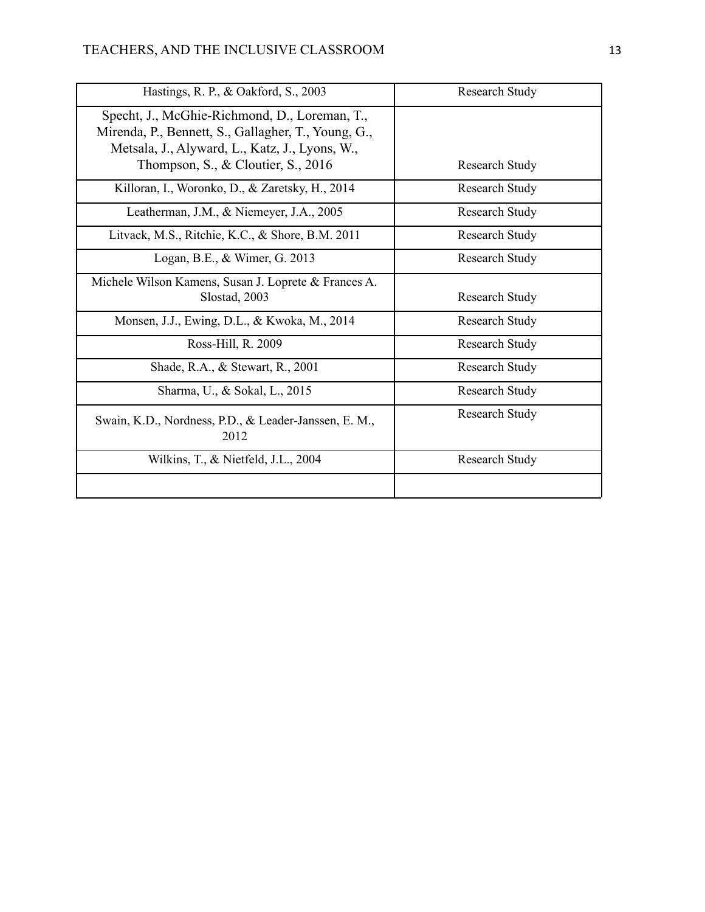| | |
|---|---|
| Hastings, R. P., & Oakford, S., 2003 | Research Study |
| Specht, J., McGhie-Richmond, D., Loreman, T., Mirenda, P., Bennett, S., Gallagher, T., Young, G., Metsala, J., Alyward, L., Katz, J., Lyons, W., Thompson, S., & Cloutier, S., 2016 | Research Study |
| Killoran, I., Woronko, D., & Zaretsky, H., 2014 | Research Study |
| Leatherman, J.M., & Niemeyer, J.A., 2005 | Research Study |
| Litvack, M.S., Ritchie, K.C., & Shore, B.M. 2011 | Research Study |
| Logan, B.E., & Wimer, G. 2013 | Research Study |
| Michele Wilson Kamens, Susan J. Loprete & Frances A. Slostad, 2003 | Research Study |
| Monsen, J.J., Ewing, D.L., & Kwoka, M., 2014 | Research Study |
| Ross-Hill, R. 2009 | Research Study |
| Shade, R.A., & Stewart, R., 2001 | Research Study |
| Sharma, U., & Sokal, L., 2015 | Research Study |
| Swain, K.D., Nordness, P.D., & Leader-Janssen, E. M., 2012 | Research Study |
| Wilkins, T., & Nietfeld, J.L., 2004 | Research Study |
| | |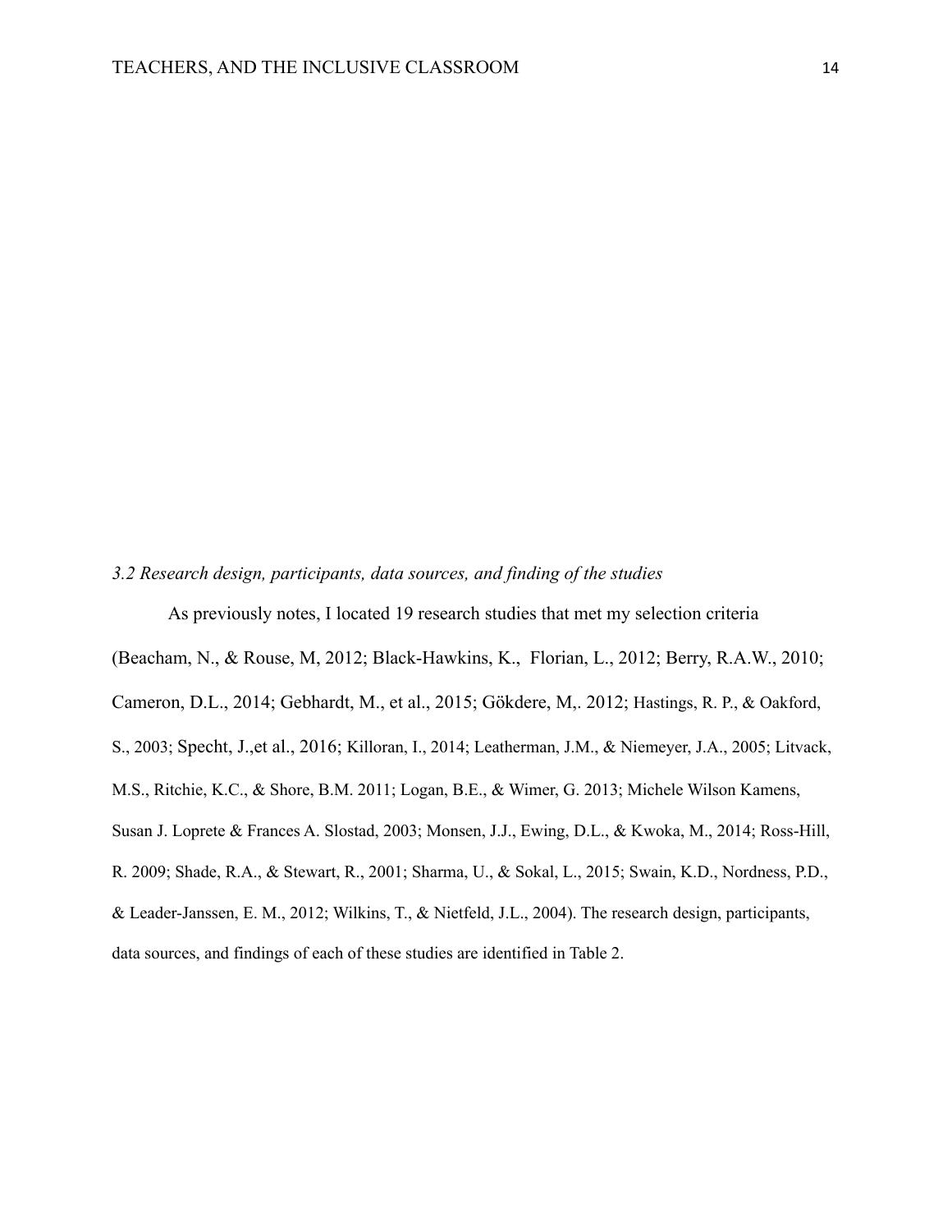*3.2 Research design, participants, data sources, and finding of the studies*

As previously notes, I located 19 research studies that met my selection criteria (Beacham, N., & Rouse, M, 2012; Black-Hawkins, K., Florian, L., 2012; Berry, R.A.W., 2010; Cameron, D.L., 2014; Gebhardt, M., et al., 2015; Gökdere, M,. 2012; Hastings, R. P., & Oakford, S., 2003; Specht, J.,et al., 2016; Killoran, I., 2014; Leatherman, J.M., & Niemeyer, J.A., 2005; Litvack, M.S., Ritchie, K.C., & Shore, B.M. 2011; Logan, B.E., & Wimer, G. 2013; Michele Wilson Kamens, Susan J. Loprete & Frances A. Slostad, 2003; Monsen, J.J., Ewing, D.L., & Kwoka, M., 2014; Ross-Hill, R. 2009; Shade, R.A., & Stewart, R., 2001; Sharma, U., & Sokal, L., 2015; Swain, K.D., Nordness, P.D., & Leader-Janssen, E. M., 2012; Wilkins, T., & Nietfeld, J.L., 2004). The research design, participants, data sources, and findings of each of these studies are identified in Table 2.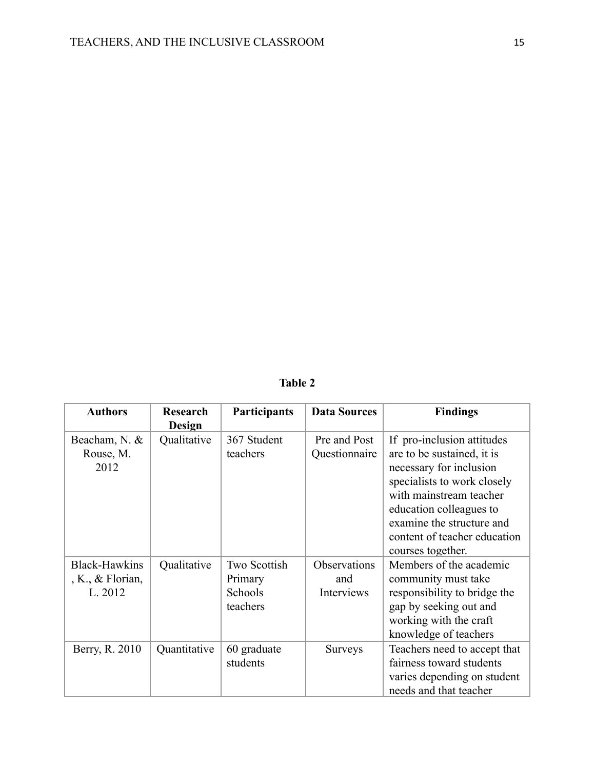**Table 2**

| Authors | Research Design | Participants | Data Sources | Findings |
|---|---|---|---|---|
| Beacham, N. & Rouse, M. 2012 | Qualitative | 367 Student teachers | Pre and Post Questionnaire | If pro-inclusion attitudes are to be sustained, it is necessary for inclusion specialists to work closely with mainstream teacher education colleagues to examine the structure and content of teacher education courses together. |
| Black-Hawkins, K., & Florian, L. 2012 | Qualitative | Two Scottish Primary Schools teachers | Observations and Interviews | Members of the academic community must take responsibility to bridge the gap by seeking out and working with the craft knowledge of teachers |
| Berry, R. 2010 | Quantitative | 60 graduate students | Surveys | Teachers need to accept that fairness toward students varies depending on student needs and that teacher |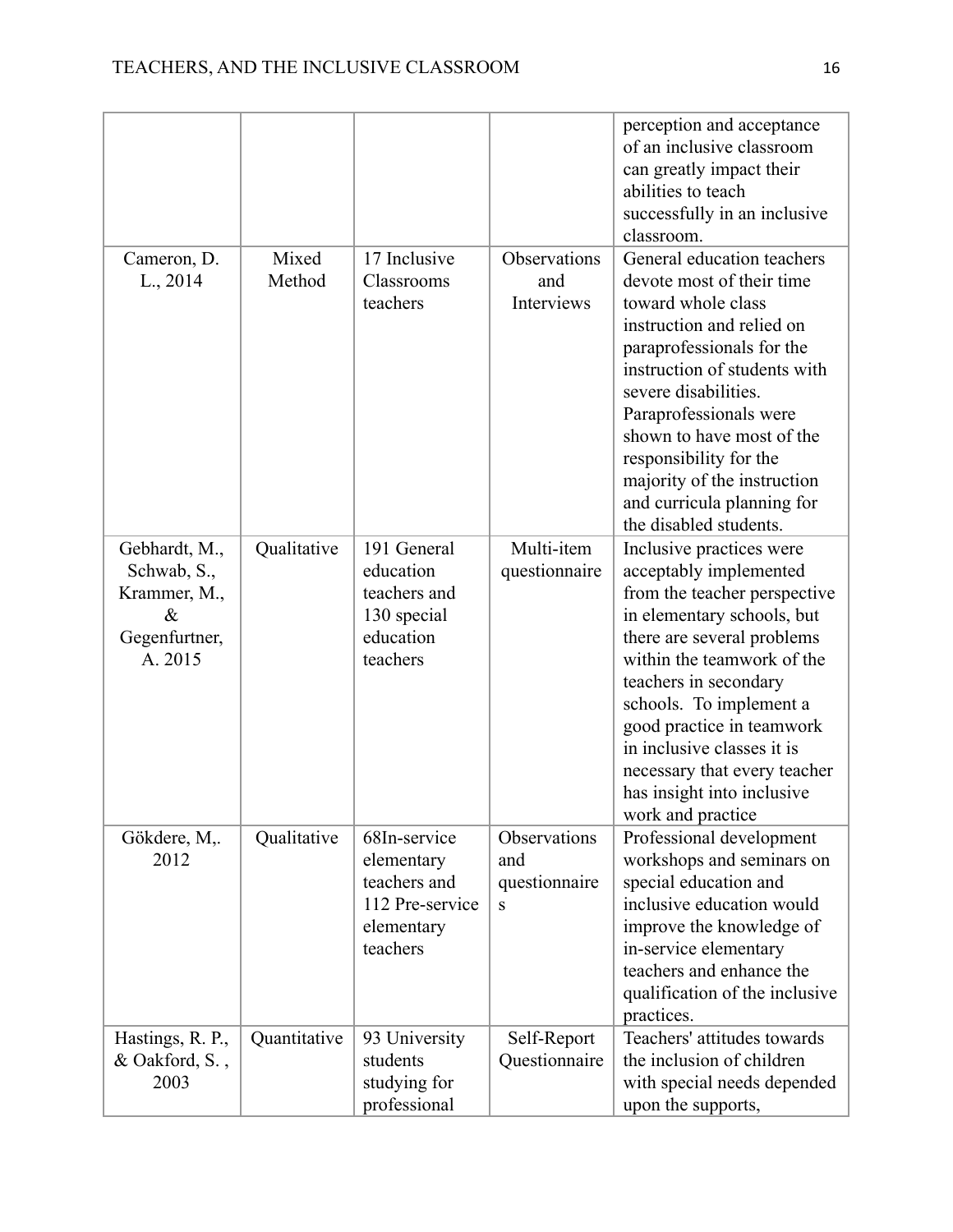| | | | | |
|---|---|---|---|---|
| | | | | perception and acceptance of an inclusive classroom can greatly impact their abilities to teach successfully in an inclusive classroom. |
| Cameron, D. L., 2014 | Mixed Method | 17 Inclusive Classrooms teachers | Observations and Interviews | General education teachers devote most of their time toward whole class instruction and relied on paraprofessionals for the instruction of students with severe disabilities. Paraprofessionals were shown to have most of the responsibility for the majority of the instruction and curricula planning for the disabled students. |
| Gebhardt, M., Schwab, S., Krammer, M., & Gegenfurtner, A. 2015 | Qualitative | 191 General education teachers and 130 special education teachers | Multi-item questionnaire | Inclusive practices were acceptably implemented from the teacher perspective in elementary schools, but there are several problems within the teamwork of the teachers in secondary schools. To implement a good practice in teamwork in inclusive classes it is necessary that every teacher has insight into inclusive work and practice |
| Gökdere, M,. 2012 | Qualitative | 68In-service elementary teachers and 112 Pre-service elementary teachers | Observations and questionnaires | Professional development workshops and seminars on special education and inclusive education would improve the knowledge of in-service elementary teachers and enhance the qualification of the inclusive practices. |
| Hastings, R. P., & Oakford, S. , 2003 | Quantitative | 93 University students studying for professional | Self-Report Questionnaire | Teachers' attitudes towards the inclusion of children with special needs depended upon the supports, |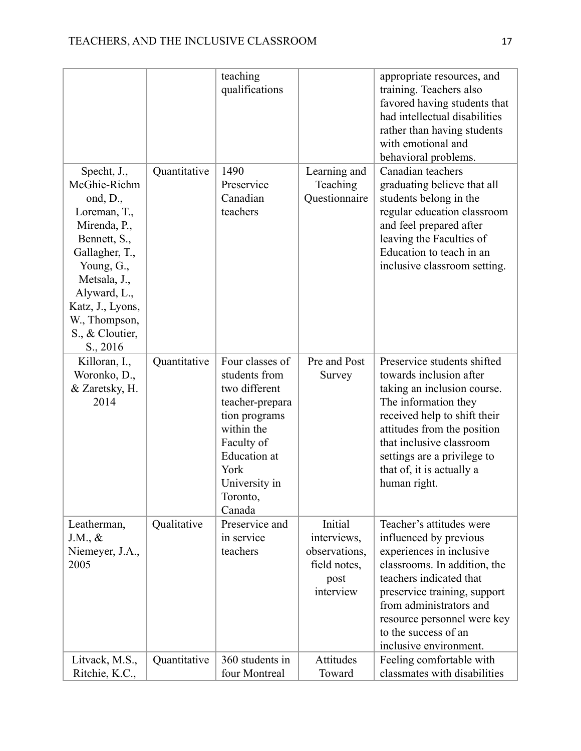| | | | | |
|---|---|---|---|---|
| | | teaching qualifications | | appropriate resources, and training. Teachers also favored having students that had intellectual disabilities rather than having students with emotional and behavioral problems. |
| Specht, J., McGhie-Richmond, D., Loreman, T., Mirenda, P., Bennett, S., Gallagher, T., Young, G., Metsala, J., Alyward, L., Katz, J., Lyons, W., Thompson, S., & Cloutier, S., 2016 | Quantitative | 1490 Preservice Canadian teachers | Learning and Teaching Questionnaire | Canadian teachers graduating believe that all students belong in the regular education classroom and feel prepared after leaving the Faculties of Education to teach in an inclusive classroom setting. |
| Killoran, I., Woronko, D., & Zaretsky, H. 2014 | Quantitative | Four classes of students from two different teacher-preparation programs within the Faculty of Education at York University in Toronto, Canada | Pre and Post Survey | Preservice students shifted towards inclusion after taking an inclusion course. The information they received help to shift their attitudes from the position that inclusive classroom settings are a privilege to that of, it is actually a human right. |
| Leatherman, J.M., & Niemeyer, J.A., 2005 | Qualitative | Preservice and in service teachers | Initial interviews, observations, field notes, post interview | Teacher's attitudes were influenced by previous experiences in inclusive classrooms. In addition, the teachers indicated that preservice training, support from administrators and resource personnel were key to the success of an inclusive environment. |
| Litvack, M.S., Ritchie, K.C., | Quantitative | 360 students in four Montreal | Attitudes Toward | Feeling comfortable with classmates with disabilities |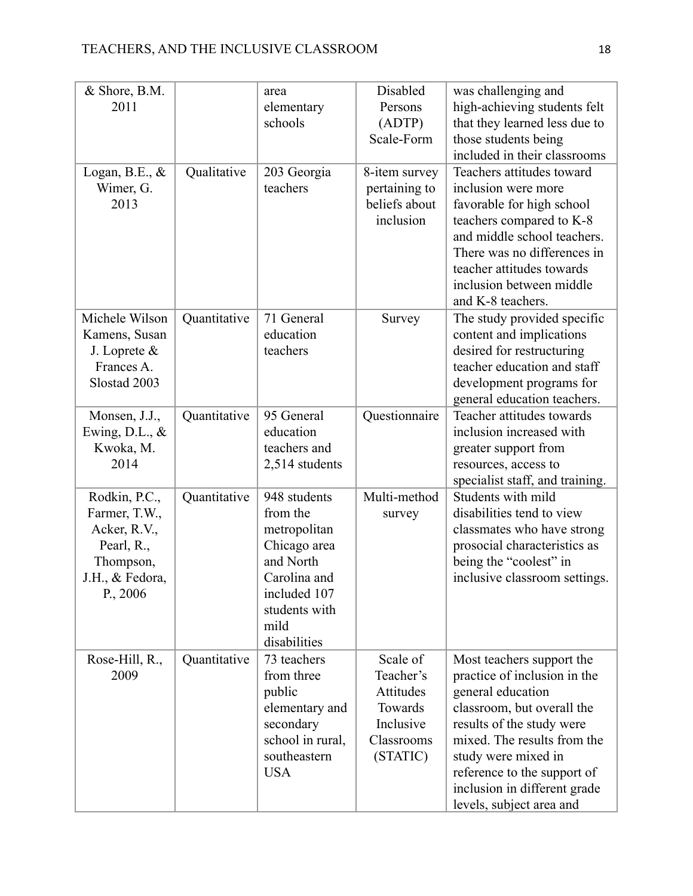| | | | | |
|---|---|---|---|---|
| & Shore, B.M. 2011 | | area elementary schools | Disabled Persons (ADTP) Scale-Form | was challenging and high-achieving students felt that they learned less due to those students being included in their classrooms |
| Logan, B.E., & Wimer, G. 2013 | Qualitative | 203 Georgia teachers | 8-item survey pertaining to beliefs about inclusion | Teachers attitudes toward inclusion were more favorable for high school teachers compared to K-8 and middle school teachers. There was no differences in teacher attitudes towards inclusion between middle and K-8 teachers. |
| Michele Wilson Kamens, Susan J. Loprete & Frances A. Slostad 2003 | Quantitative | 71 General education teachers | Survey | The study provided specific content and implications desired for restructuring teacher education and staff development programs for general education teachers. |
| Monsen, J.J., Ewing, D.L., & Kwoka, M. 2014 | Quantitative | 95 General education teachers and 2,514 students | Questionnaire | Teacher attitudes towards inclusion increased with greater support from resources, access to specialist staff, and training. |
| Rodkin, P.C., Farmer, T.W., Acker, R.V., Pearl, R., Thompson, J.H., & Fedora, P., 2006 | Quantitative | 948 students from the metropolitan Chicago area and North Carolina and included 107 students with mild disabilities | Multi-method survey | Students with mild disabilities tend to view classmates who have strong prosocial characteristics as being the "coolest" in inclusive classroom settings. |
| Rose-Hill, R., 2009 | Quantitative | 73 teachers from three public elementary and secondary school in rural, southeastern USA | Scale of Teacher's Attitudes Towards Inclusive Classrooms (STATIC) | Most teachers support the practice of inclusion in the general education classroom, but overall the results of the study were mixed. The results from the study were mixed in reference to the support of inclusion in different grade levels, subject area and |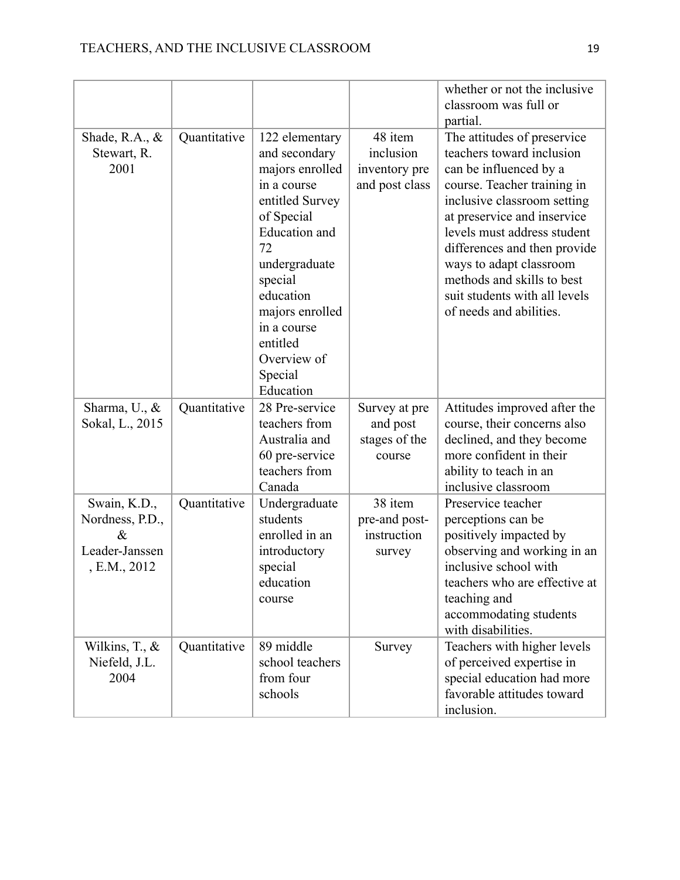| | | | | whether or not the inclusive classroom was full or partial. |
|---|---|---|---|---|
| Shade, R.A., & Stewart, R. 2001 | Quantitative | 122 elementary and secondary majors enrolled in a course entitled Survey of Special Education and 72 undergraduate special education majors enrolled in a course entitled Overview of Special Education | 48 item inclusion inventory pre and post class | The attitudes of preservice teachers toward inclusion can be influenced by a course. Teacher training in inclusive classroom setting at preservice and inservice levels must address student differences and then provide ways to adapt classroom methods and skills to best suit students with all levels of needs and abilities. |
| Sharma, U., & Sokal, L., 2015 | Quantitative | 28 Pre-service teachers from Australia and 60 pre-service teachers from Canada | Survey at pre and post stages of the course | Attitudes improved after the course, their concerns also declined, and they become more confident in their ability to teach in an inclusive classroom |
| Swain, K.D., Nordness, P.D., & Leader-Janssen, E.M., 2012 | Quantitative | Undergraduate students enrolled in an introductory special education course | 38 item pre-and post-instruction survey | Preservice teacher perceptions can be positively impacted by observing and working in an inclusive school with teachers who are effective at teaching and accommodating students with disabilities. |
| Wilkins, T., & Niefeld, J.L. 2004 | Quantitative | 89 middle school teachers from four schools | Survey | Teachers with higher levels of perceived expertise in special education had more favorable attitudes toward inclusion. |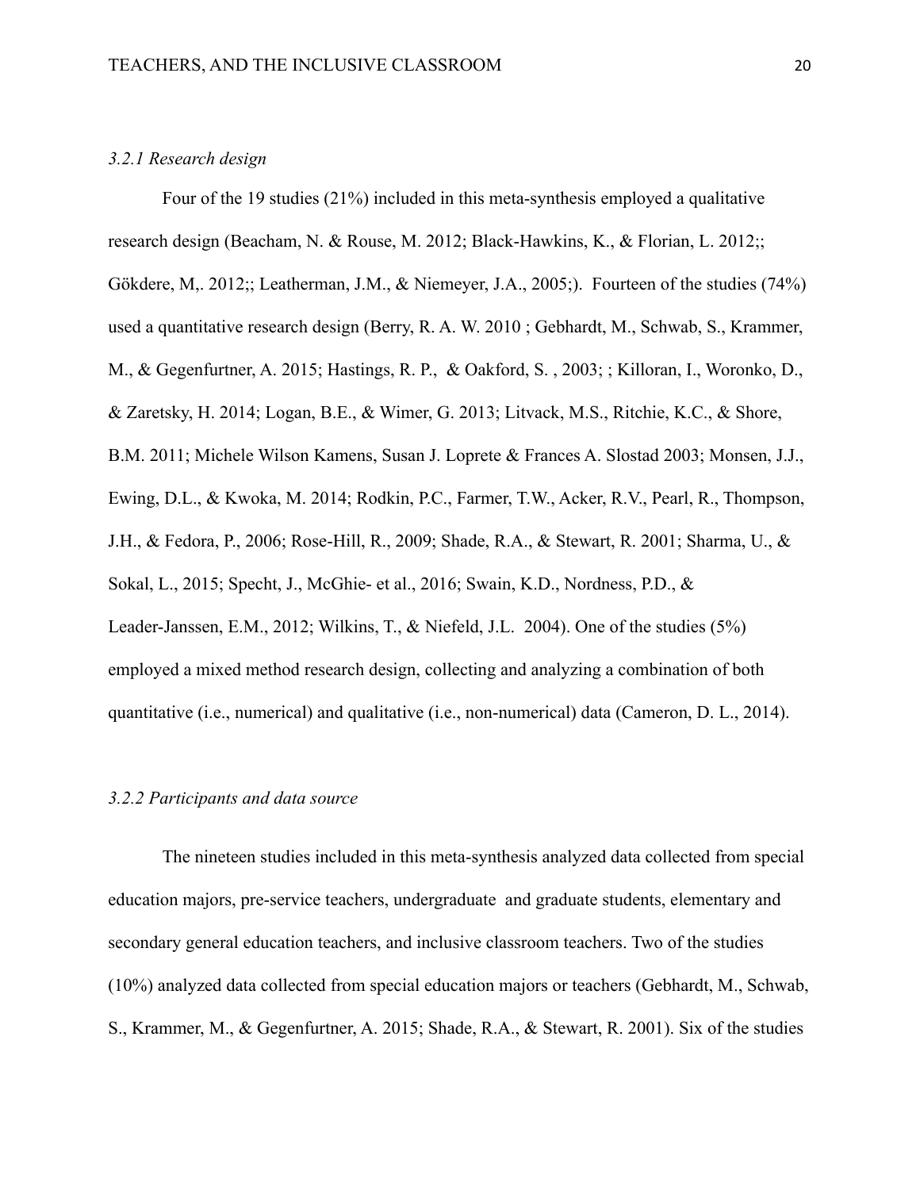*3.2.1 Research design*

Four of the 19 studies (21%) included in this meta-synthesis employed a qualitative research design (Beacham, N. & Rouse, M. 2012; Black-Hawkins, K., & Florian, L. 2012;; Gökdere, M,. 2012;; Leatherman, J.M., & Niemeyer, J.A., 2005;). Fourteen of the studies (74%) used a quantitative research design (Berry, R. A. W. 2010 ; Gebhardt, M., Schwab, S., Krammer, M., & Gegenfurtner, A. 2015; Hastings, R. P., & Oakford, S. , 2003; ; Killoran, I., Woronko, D., & Zaretsky, H. 2014; Logan, B.E., & Wimer, G. 2013; Litvack, M.S., Ritchie, K.C., & Shore, B.M. 2011; Michele Wilson Kamens, Susan J. Loprete & Frances A. Slostad 2003; Monsen, J.J., Ewing, D.L., & Kwoka, M. 2014; Rodkin, P.C., Farmer, T.W., Acker, R.V., Pearl, R., Thompson, J.H., & Fedora, P., 2006; Rose-Hill, R., 2009; Shade, R.A., & Stewart, R. 2001; Sharma, U., & Sokal, L., 2015; Specht, J., McGhie- et al., 2016; Swain, K.D., Nordness, P.D., & Leader-Janssen, E.M., 2012; Wilkins, T., & Niefeld, J.L. 2004). One of the studies (5%) employed a mixed method research design, collecting and analyzing a combination of both quantitative (i.e., numerical) and qualitative (i.e., non-numerical) data (Cameron, D. L., 2014).

*3.2.2 Participants and data source*

The nineteen studies included in this meta-synthesis analyzed data collected from special education majors, pre-service teachers, undergraduate and graduate students, elementary and secondary general education teachers, and inclusive classroom teachers. Two of the studies (10%) analyzed data collected from special education majors or teachers (Gebhardt, M., Schwab, S., Krammer, M., & Gegenfurtner, A. 2015; Shade, R.A., & Stewart, R. 2001). Six of the studies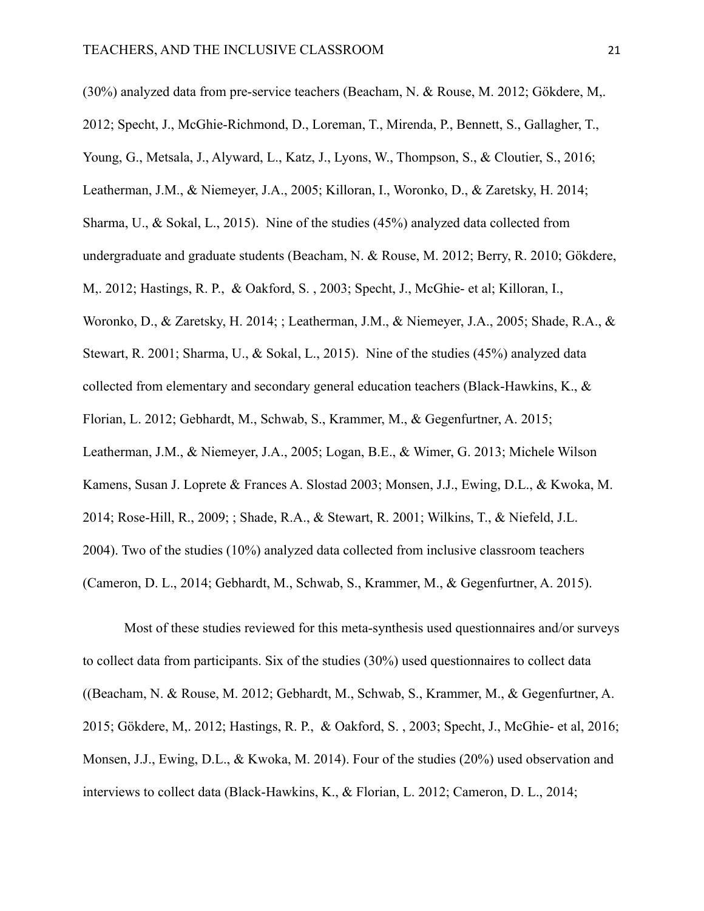(30%) analyzed data from pre-service teachers (Beacham, N. & Rouse, M. 2012; Gökdere, M,. 2012; Specht, J., McGhie-Richmond, D., Loreman, T., Mirenda, P., Bennett, S., Gallagher, T., Young, G., Metsala, J., Alyward, L., Katz, J., Lyons, W., Thompson, S., & Cloutier, S., 2016; Leatherman, J.M., & Niemeyer, J.A., 2005; Killoran, I., Woronko, D., & Zaretsky, H. 2014; Sharma, U., & Sokal, L., 2015). Nine of the studies (45%) analyzed data collected from undergraduate and graduate students (Beacham, N. & Rouse, M. 2012; Berry, R. 2010; Gökdere, M,. 2012; Hastings, R. P., & Oakford, S. , 2003; Specht, J., McGhie- et al; Killoran, I., Woronko, D., & Zaretsky, H. 2014; ; Leatherman, J.M., & Niemeyer, J.A., 2005; Shade, R.A., & Stewart, R. 2001; Sharma, U., & Sokal, L., 2015). Nine of the studies (45%) analyzed data collected from elementary and secondary general education teachers (Black-Hawkins, K., & Florian, L. 2012; Gebhardt, M., Schwab, S., Krammer, M., & Gegenfurtner, A. 2015; Leatherman, J.M., & Niemeyer, J.A., 2005; Logan, B.E., & Wimer, G. 2013; Michele Wilson Kamens, Susan J. Loprete & Frances A. Slostad 2003; Monsen, J.J., Ewing, D.L., & Kwoka, M. 2014; Rose-Hill, R., 2009; ; Shade, R.A., & Stewart, R. 2001; Wilkins, T., & Niefeld, J.L. 2004). Two of the studies (10%) analyzed data collected from inclusive classroom teachers (Cameron, D. L., 2014; Gebhardt, M., Schwab, S., Krammer, M., & Gegenfurtner, A. 2015).

Most of these studies reviewed for this meta-synthesis used questionnaires and/or surveys to collect data from participants. Six of the studies (30%) used questionnaires to collect data ((Beacham, N. & Rouse, M. 2012; Gebhardt, M., Schwab, S., Krammer, M., & Gegenfurtner, A. 2015; Gökdere, M,. 2012; Hastings, R. P., & Oakford, S. , 2003; Specht, J., McGhie- et al, 2016; Monsen, J.J., Ewing, D.L., & Kwoka, M. 2014). Four of the studies (20%) used observation and interviews to collect data (Black-Hawkins, K., & Florian, L. 2012; Cameron, D. L., 2014;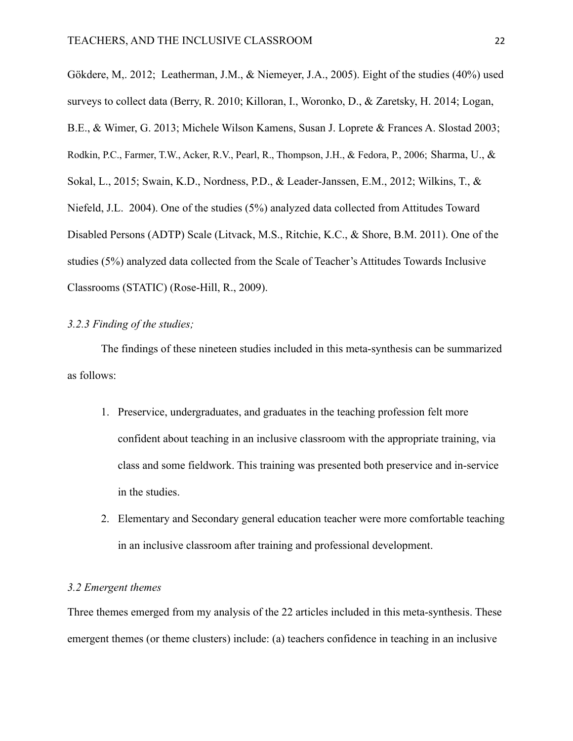Gökdere, M,. 2012; Leatherman, J.M., & Niemeyer, J.A., 2005). Eight of the studies (40%) used surveys to collect data (Berry, R. 2010; Killoran, I., Woronko, D., & Zaretsky, H. 2014; Logan, B.E., & Wimer, G. 2013; Michele Wilson Kamens, Susan J. Loprete & Frances A. Slostad 2003; Rodkin, P.C., Farmer, T.W., Acker, R.V., Pearl, R., Thompson, J.H., & Fedora, P., 2006; Sharma, U., & Sokal, L., 2015; Swain, K.D., Nordness, P.D., & Leader-Janssen, E.M., 2012; Wilkins, T., & Niefeld, J.L. 2004). One of the studies (5%) analyzed data collected from Attitudes Toward Disabled Persons (ADTP) Scale (Litvack, M.S., Ritchie, K.C., & Shore, B.M. 2011). One of the studies (5%) analyzed data collected from the Scale of Teacher's Attitudes Towards Inclusive Classrooms (STATIC) (Rose-Hill, R., 2009).

### *3.2.3 Finding of the studies;*

The findings of these nineteen studies included in this meta-synthesis can be summarized as follows:

1. Preservice, undergraduates, and graduates in the teaching profession felt more confident about teaching in an inclusive classroom with the appropriate training, via class and some fieldwork. This training was presented both preservice and in-service in the studies.
2. Elementary and Secondary general education teacher were more comfortable teaching in an inclusive classroom after training and professional development.

### *3.2 Emergent themes*

Three themes emerged from my analysis of the 22 articles included in this meta-synthesis. These emergent themes (or theme clusters) include: (a) teachers confidence in teaching in an inclusive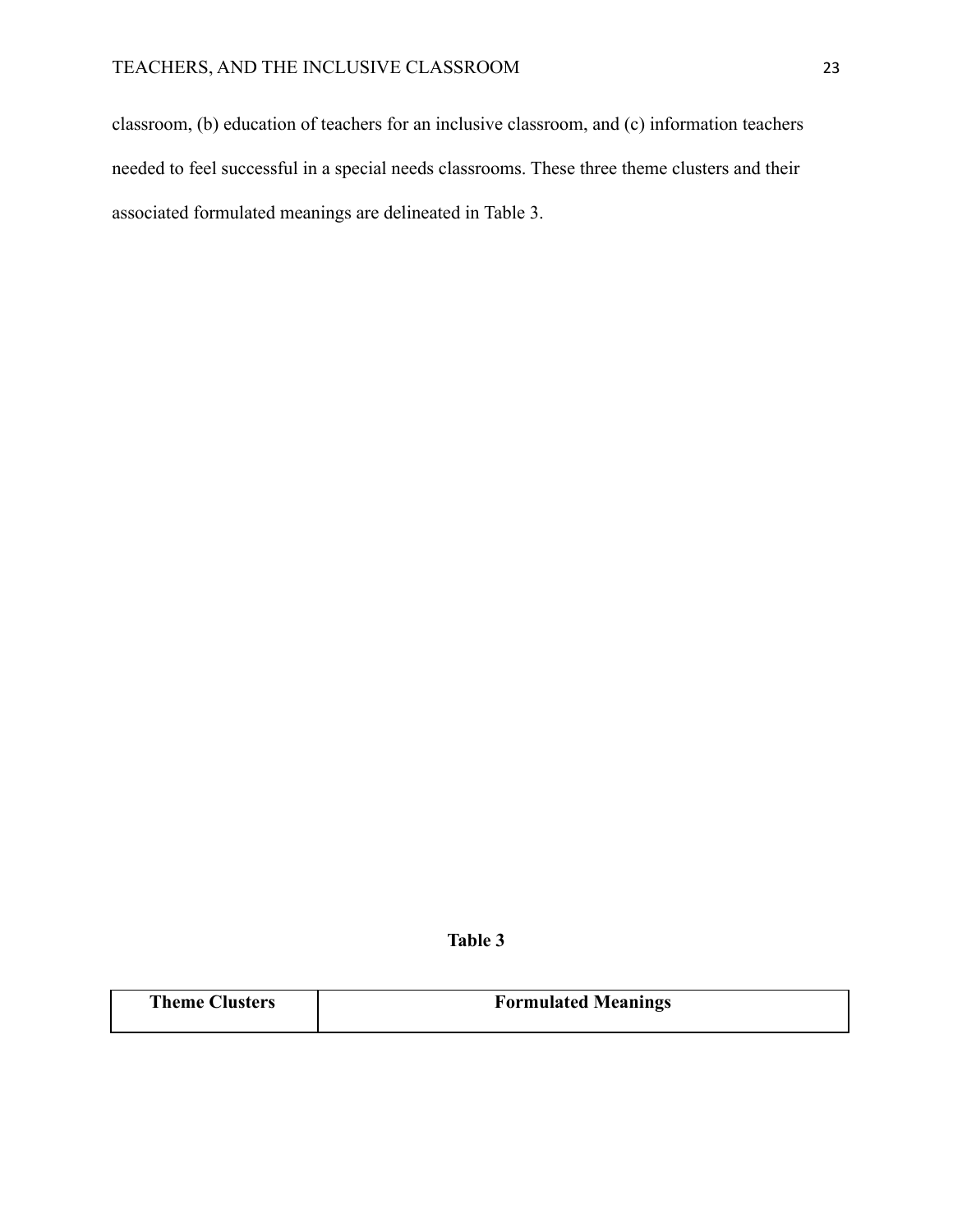classroom, (b) education of teachers for an inclusive classroom, and (c) information teachers needed to feel successful in a special needs classrooms. These three theme clusters and their associated formulated meanings are delineated in Table 3.

**Table 3**

| Theme Clusters | Formulated Meanings |
|---|---|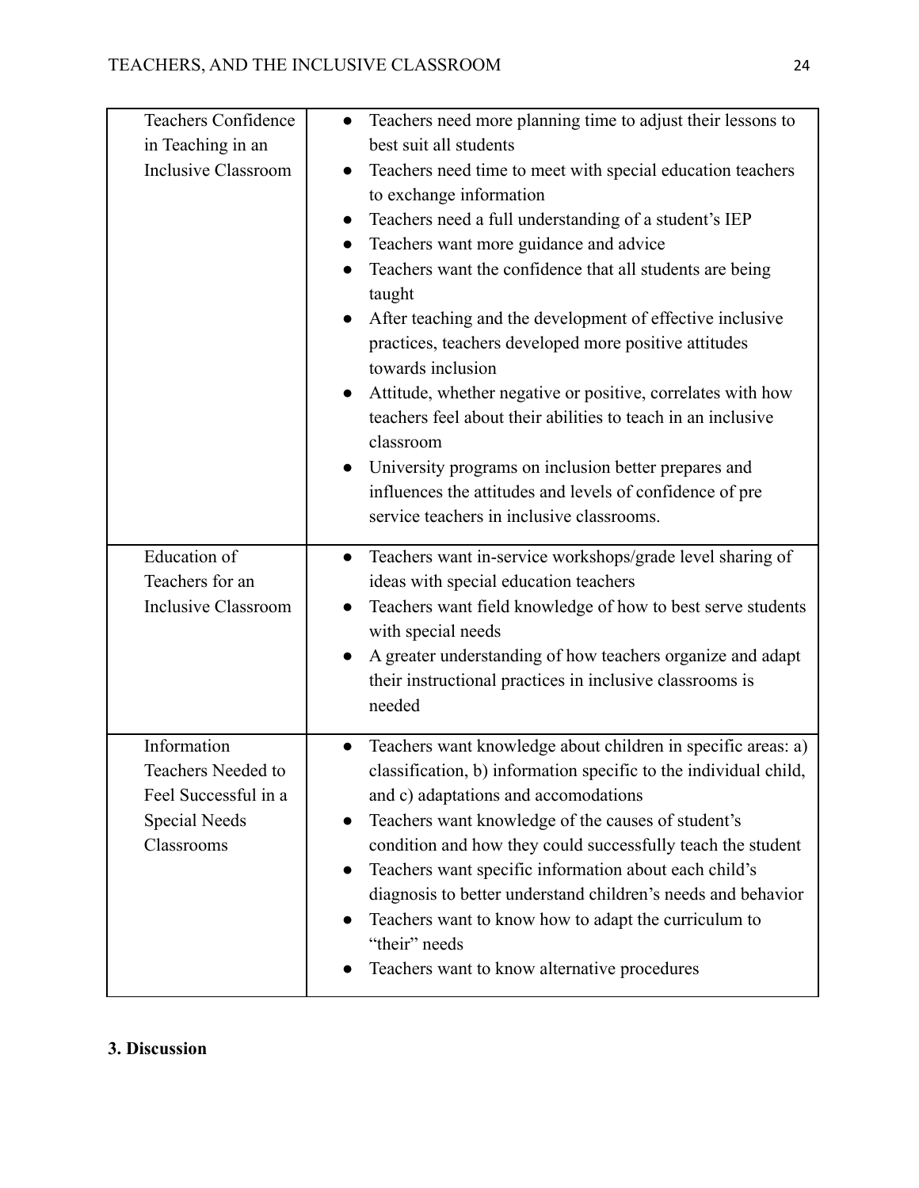| | |
|---|---|
| Teachers Confidence in Teaching in an Inclusive Classroom | • Teachers need more planning time to adjust their lessons to best suit all students<br>• Teachers need time to meet with special education teachers to exchange information<br>• Teachers need a full understanding of a student's IEP<br>• Teachers want more guidance and advice<br>• Teachers want the confidence that all students are being taught<br>• After teaching and the development of effective inclusive practices, teachers developed more positive attitudes towards inclusion<br>• Attitude, whether negative or positive, correlates with how teachers feel about their abilities to teach in an inclusive classroom<br>• University programs on inclusion better prepares and influences the attitudes and levels of confidence of pre service teachers in inclusive classrooms. |
| Education of Teachers for an Inclusive Classroom | • Teachers want in-service workshops/grade level sharing of ideas with special education teachers<br>• Teachers want field knowledge of how to best serve students with special needs<br>• A greater understanding of how teachers organize and adapt their instructional practices in inclusive classrooms is needed |
| Information Teachers Needed to Feel Successful in a Special Needs Classrooms | • Teachers want knowledge about children in specific areas: a) classification, b) information specific to the individual child, and c) adaptations and accomodations<br>• Teachers want knowledge of the causes of student's condition and how they could successfully teach the student<br>• Teachers want specific information about each child's diagnosis to better understand children's needs and behavior<br>• Teachers want to know how to adapt the curriculum to "their" needs<br>• Teachers want to know alternative procedures |

**3. Discussion**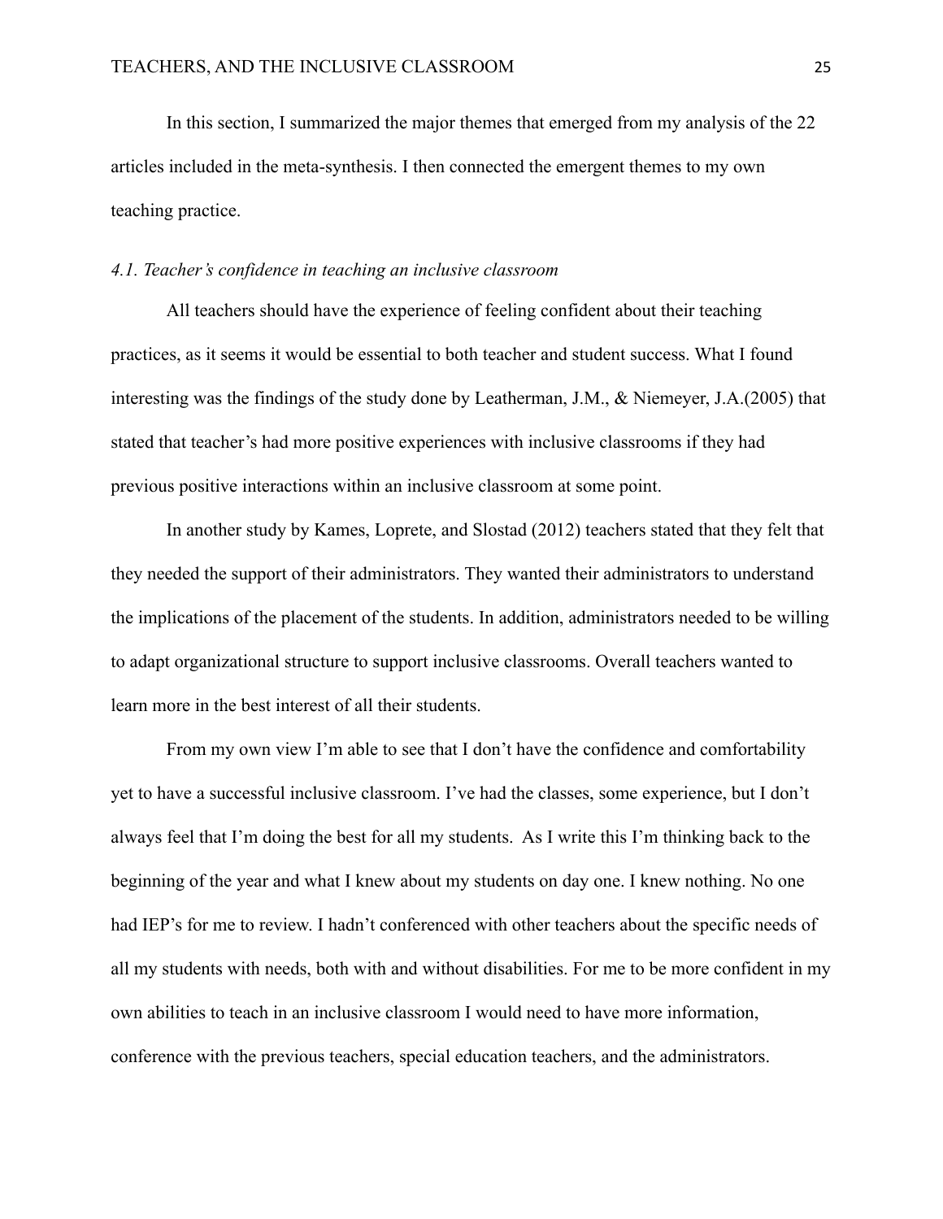In this section, I summarized the major themes that emerged from my analysis of the 22 articles included in the meta-synthesis. I then connected the emergent themes to my own teaching practice.

### *4.1. Teacher's confidence in teaching an inclusive classroom*

All teachers should have the experience of feeling confident about their teaching practices, as it seems it would be essential to both teacher and student success. What I found interesting was the findings of the study done by Leatherman, J.M., & Niemeyer, J.A.(2005) that stated that teacher's had more positive experiences with inclusive classrooms if they had previous positive interactions within an inclusive classroom at some point.

In another study by Kames, Loprete, and Slostad (2012) teachers stated that they felt that they needed the support of their administrators. They wanted their administrators to understand the implications of the placement of the students. In addition, administrators needed to be willing to adapt organizational structure to support inclusive classrooms. Overall teachers wanted to learn more in the best interest of all their students.

From my own view I'm able to see that I don't have the confidence and comfortability yet to have a successful inclusive classroom. I've had the classes, some experience, but I don't always feel that I'm doing the best for all my students. As I write this I'm thinking back to the beginning of the year and what I knew about my students on day one. I knew nothing. No one had IEP's for me to review. I hadn't conferenced with other teachers about the specific needs of all my students with needs, both with and without disabilities. For me to be more confident in my own abilities to teach in an inclusive classroom I would need to have more information, conference with the previous teachers, special education teachers, and the administrators.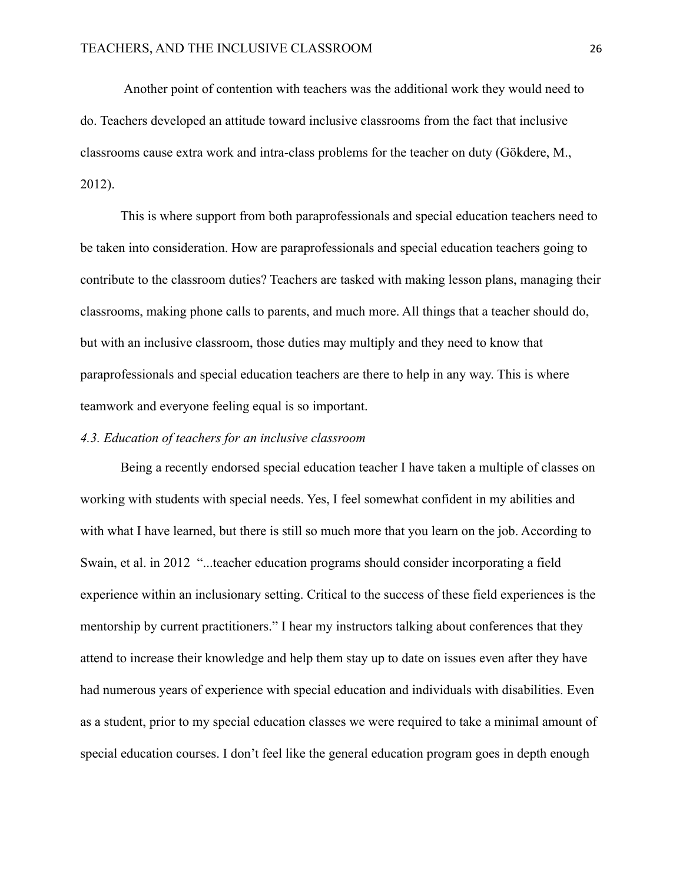Another point of contention with teachers was the additional work they would need to do. Teachers developed an attitude toward inclusive classrooms from the fact that inclusive classrooms cause extra work and intra-class problems for the teacher on duty (Gökdere, M., 2012).

This is where support from both paraprofessionals and special education teachers need to be taken into consideration. How are paraprofessionals and special education teachers going to contribute to the classroom duties? Teachers are tasked with making lesson plans, managing their classrooms, making phone calls to parents, and much more. All things that a teacher should do, but with an inclusive classroom, those duties may multiply and they need to know that paraprofessionals and special education teachers are there to help in any way. This is where teamwork and everyone feeling equal is so important.

*4.3. Education of teachers for an inclusive classroom*

Being a recently endorsed special education teacher I have taken a multiple of classes on working with students with special needs. Yes, I feel somewhat confident in my abilities and with what I have learned, but there is still so much more that you learn on the job. According to Swain, et al. in 2012 "...teacher education programs should consider incorporating a field experience within an inclusionary setting. Critical to the success of these field experiences is the mentorship by current practitioners." I hear my instructors talking about conferences that they attend to increase their knowledge and help them stay up to date on issues even after they have had numerous years of experience with special education and individuals with disabilities. Even as a student, prior to my special education classes we were required to take a minimal amount of special education courses. I don't feel like the general education program goes in depth enough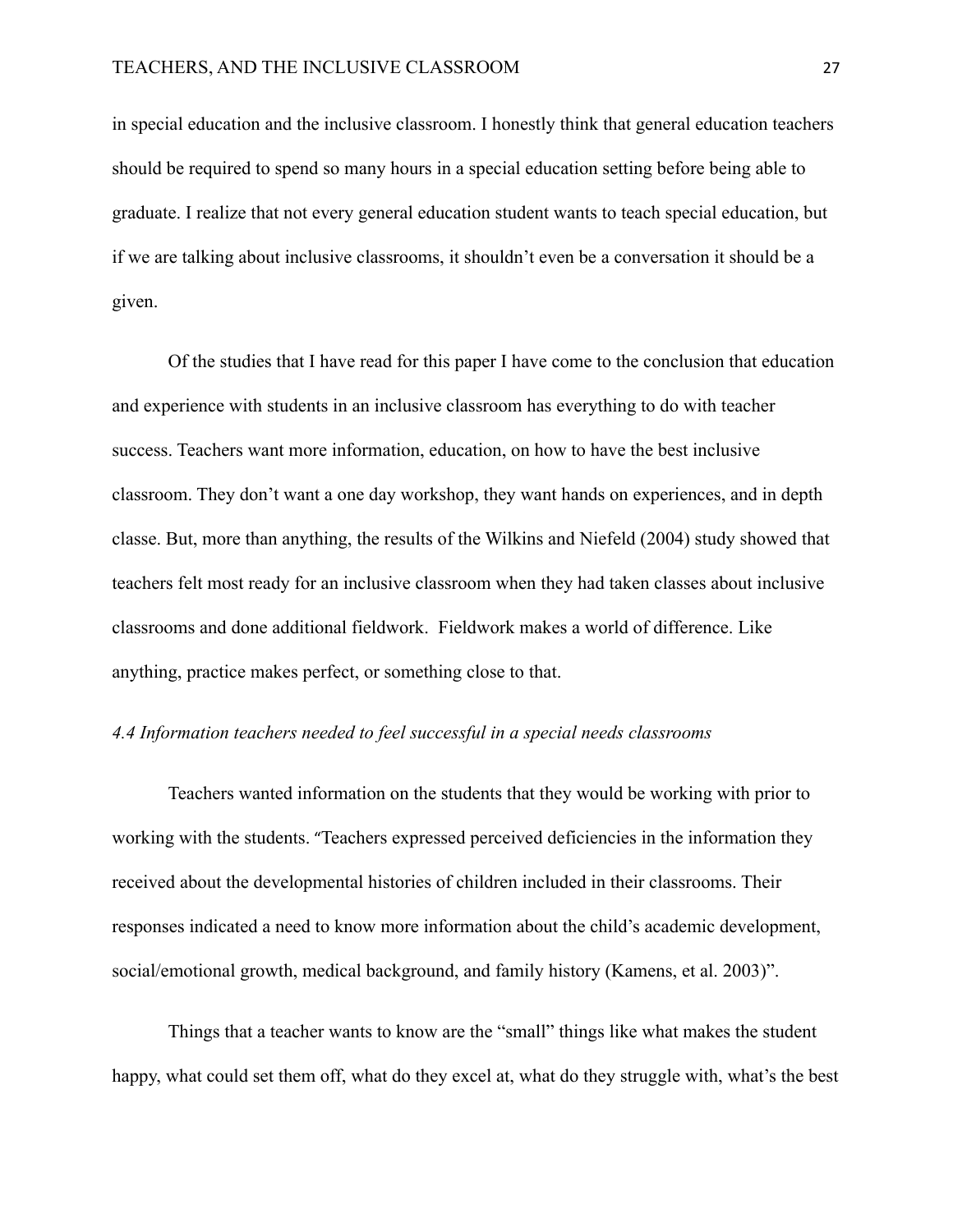in special education and the inclusive classroom. I honestly think that general education teachers should be required to spend so many hours in a special education setting before being able to graduate. I realize that not every general education student wants to teach special education, but if we are talking about inclusive classrooms, it shouldn't even be a conversation it should be a given.

Of the studies that I have read for this paper I have come to the conclusion that education and experience with students in an inclusive classroom has everything to do with teacher success. Teachers want more information, education, on how to have the best inclusive classroom. They don't want a one day workshop, they want hands on experiences, and in depth classe. But, more than anything, the results of the Wilkins and Niefeld (2004) study showed that teachers felt most ready for an inclusive classroom when they had taken classes about inclusive classrooms and done additional fieldwork. Fieldwork makes a world of difference. Like anything, practice makes perfect, or something close to that.

*4.4 Information teachers needed to feel successful in a special needs classrooms*

Teachers wanted information on the students that they would be working with prior to working with the students. "Teachers expressed perceived deficiencies in the information they received about the developmental histories of children included in their classrooms. Their responses indicated a need to know more information about the child's academic development, social/emotional growth, medical background, and family history (Kamens, et al. 2003)".

Things that a teacher wants to know are the "small" things like what makes the student happy, what could set them off, what do they excel at, what do they struggle with, what's the best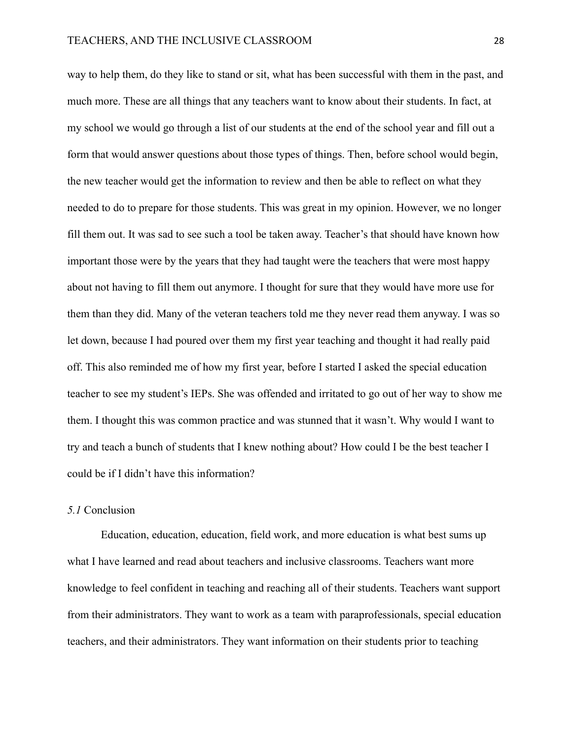way to help them, do they like to stand or sit, what has been successful with them in the past, and much more. These are all things that any teachers want to know about their students. In fact, at my school we would go through a list of our students at the end of the school year and fill out a form that would answer questions about those types of things. Then, before school would begin, the new teacher would get the information to review and then be able to reflect on what they needed to do to prepare for those students. This was great in my opinion. However, we no longer fill them out. It was sad to see such a tool be taken away. Teacher's that should have known how important those were by the years that they had taught were the teachers that were most happy about not having to fill them out anymore. I thought for sure that they would have more use for them than they did. Many of the veteran teachers told me they never read them anyway. I was so let down, because I had poured over them my first year teaching and thought it had really paid off. This also reminded me of how my first year, before I started I asked the special education teacher to see my student's IEPs. She was offended and irritated to go out of her way to show me them. I thought this was common practice and was stunned that it wasn't. Why would I want to try and teach a bunch of students that I knew nothing about? How could I be the best teacher I could be if I didn't have this information?

## *5.1* Conclusion

Education, education, education, field work, and more education is what best sums up what I have learned and read about teachers and inclusive classrooms. Teachers want more knowledge to feel confident in teaching and reaching all of their students. Teachers want support from their administrators. They want to work as a team with paraprofessionals, special education teachers, and their administrators. They want information on their students prior to teaching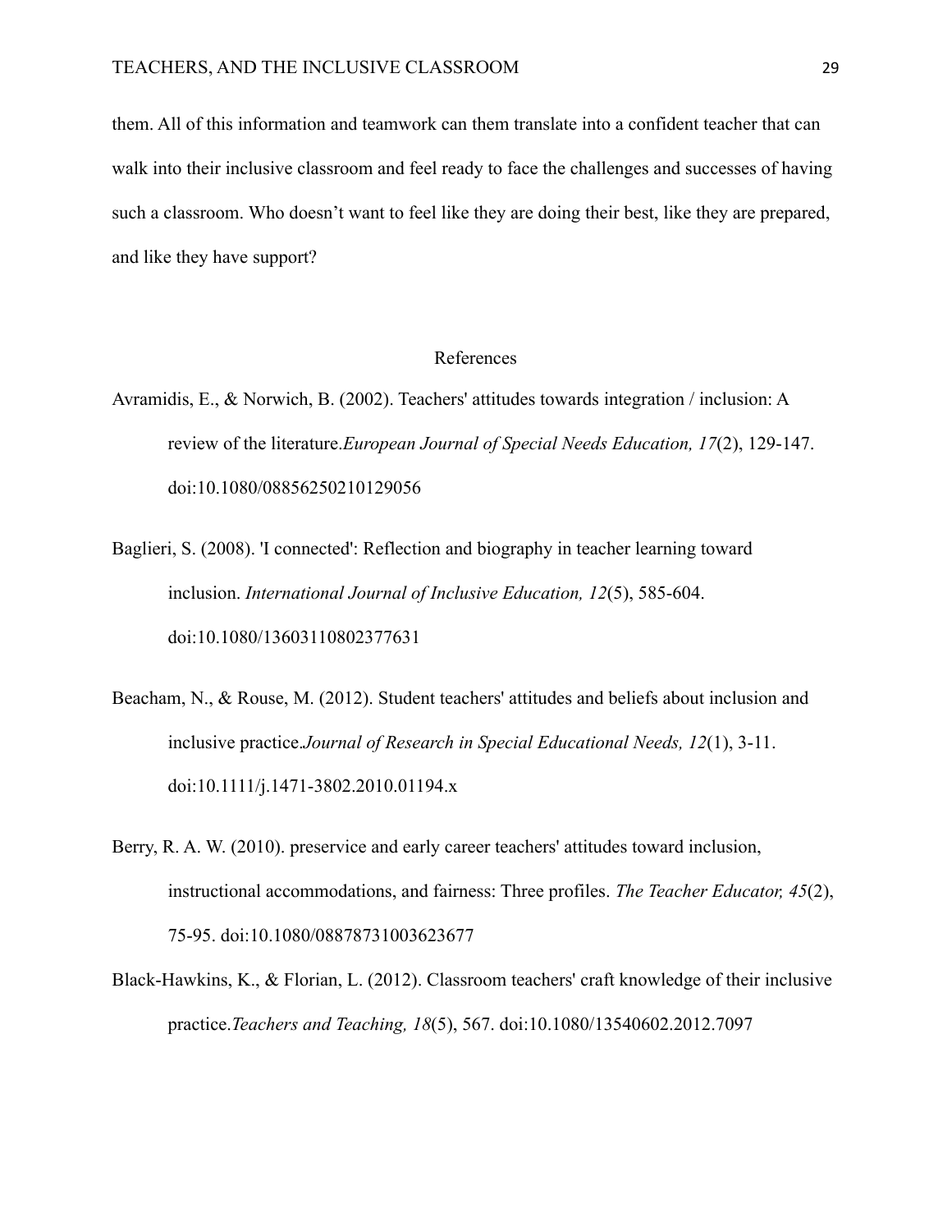them. All of this information and teamwork can them translate into a confident teacher that can walk into their inclusive classroom and feel ready to face the challenges and successes of having such a classroom. Who doesn't want to feel like they are doing their best, like they are prepared, and like they have support?

## References

Avramidis, E., & Norwich, B. (2002). Teachers' attitudes towards integration / inclusion: A review of the literature.*European Journal of Special Needs Education, 17*(2), 129-147. doi:10.1080/08856250210129056

Baglieri, S. (2008). 'I connected': Reflection and biography in teacher learning toward inclusion. *International Journal of Inclusive Education, 12*(5), 585-604. doi:10.1080/13603110802377631

Beacham, N., & Rouse, M. (2012). Student teachers' attitudes and beliefs about inclusion and inclusive practice.*Journal of Research in Special Educational Needs, 12*(1), 3-11. doi:10.1111/j.1471-3802.2010.01194.x

Berry, R. A. W. (2010). preservice and early career teachers' attitudes toward inclusion, instructional accommodations, and fairness: Three profiles. *The Teacher Educator, 45*(2), 75-95. doi:10.1080/08878731003623677

Black-Hawkins, K., & Florian, L. (2012). Classroom teachers' craft knowledge of their inclusive practice.*Teachers and Teaching, 18*(5), 567. doi:10.1080/13540602.2012.7097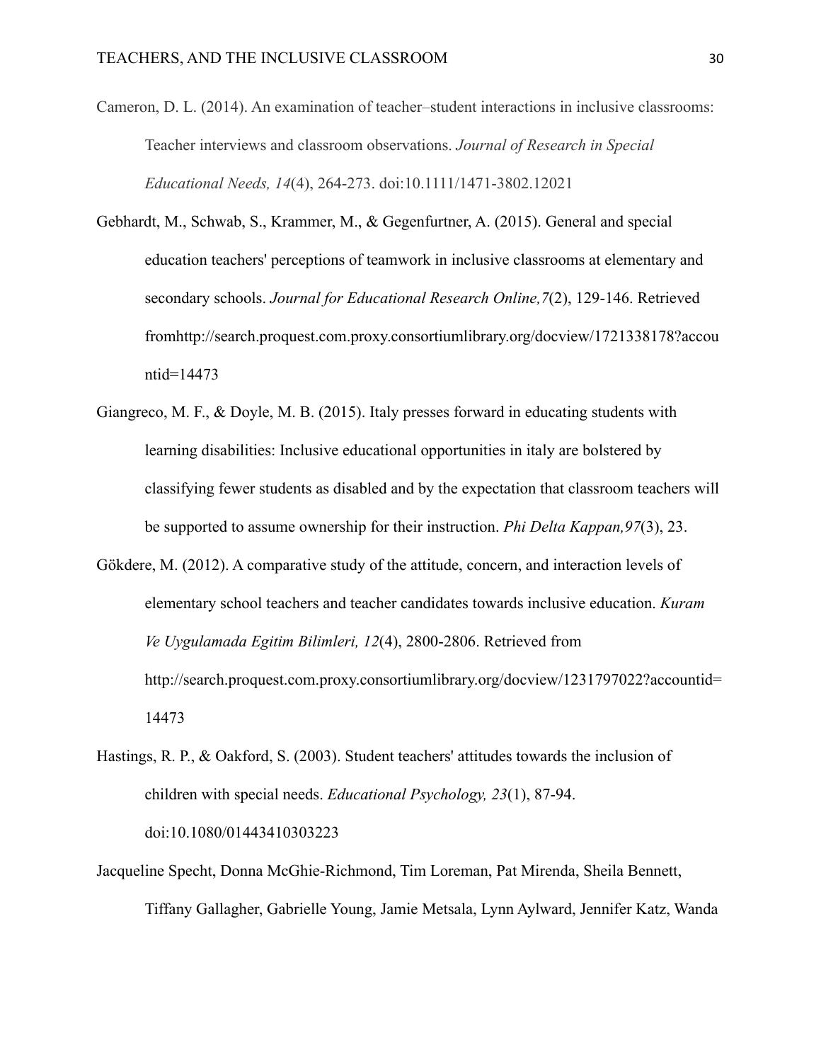Cameron, D. L. (2014). An examination of teacher–student interactions in inclusive classrooms: Teacher interviews and classroom observations. *Journal of Research in Special Educational Needs, 14*(4), 264-273. doi:10.1111/1471-3802.12021

Gebhardt, M., Schwab, S., Krammer, M., & Gegenfurtner, A. (2015). General and special education teachers' perceptions of teamwork in inclusive classrooms at elementary and secondary schools. *Journal for Educational Research Online,7*(2), 129-146. Retrieved fromhttp://search.proquest.com.proxy.consortiumlibrary.org/docview/1721338178?accountid=14473

Giangreco, M. F., & Doyle, M. B. (2015). Italy presses forward in educating students with learning disabilities: Inclusive educational opportunities in italy are bolstered by classifying fewer students as disabled and by the expectation that classroom teachers will be supported to assume ownership for their instruction. *Phi Delta Kappan,97*(3), 23.

Gökdere, M. (2012). A comparative study of the attitude, concern, and interaction levels of elementary school teachers and teacher candidates towards inclusive education. *Kuram Ve Uygulamada Egitim Bilimleri, 12*(4), 2800-2806. Retrieved from http://search.proquest.com.proxy.consortiumlibrary.org/docview/1231797022?accountid=14473

Hastings, R. P., & Oakford, S. (2003). Student teachers' attitudes towards the inclusion of children with special needs. *Educational Psychology, 23*(1), 87-94. doi:10.1080/01443410303223

Jacqueline Specht, Donna McGhie-Richmond, Tim Loreman, Pat Mirenda, Sheila Bennett, Tiffany Gallagher, Gabrielle Young, Jamie Metsala, Lynn Aylward, Jennifer Katz, Wanda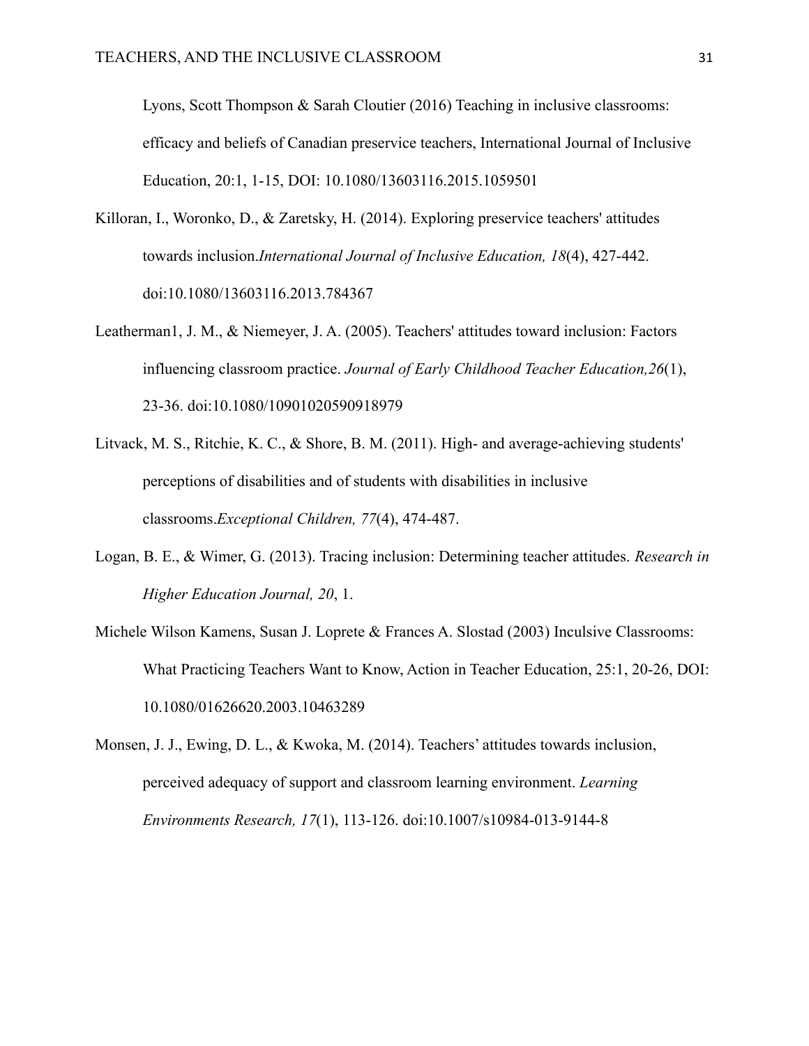Lyons, Scott Thompson & Sarah Cloutier (2016) Teaching in inclusive classrooms: efficacy and beliefs of Canadian preservice teachers, International Journal of Inclusive Education, 20:1, 1-15, DOI: 10.1080/13603116.2015.1059501

Killoran, I., Woronko, D., & Zaretsky, H. (2014). Exploring preservice teachers' attitudes towards inclusion.*International Journal of Inclusive Education, 18*(4), 427-442. doi:10.1080/13603116.2013.784367

Leatherman1, J. M., & Niemeyer, J. A. (2005). Teachers' attitudes toward inclusion: Factors influencing classroom practice. *Journal of Early Childhood Teacher Education,26*(1), 23-36. doi:10.1080/10901020590918979

Litvack, M. S., Ritchie, K. C., & Shore, B. M. (2011). High- and average-achieving students' perceptions of disabilities and of students with disabilities in inclusive classrooms.*Exceptional Children, 77*(4), 474-487.

Logan, B. E., & Wimer, G. (2013). Tracing inclusion: Determining teacher attitudes. *Research in Higher Education Journal, 20*, 1.

Michele Wilson Kamens, Susan J. Loprete & Frances A. Slostad (2003) Inculsive Classrooms: What Practicing Teachers Want to Know, Action in Teacher Education, 25:1, 20-26, DOI: 10.1080/01626620.2003.10463289

Monsen, J. J., Ewing, D. L., & Kwoka, M. (2014). Teachers' attitudes towards inclusion, perceived adequacy of support and classroom learning environment. *Learning Environments Research, 17*(1), 113-126. doi:10.1007/s10984-013-9144-8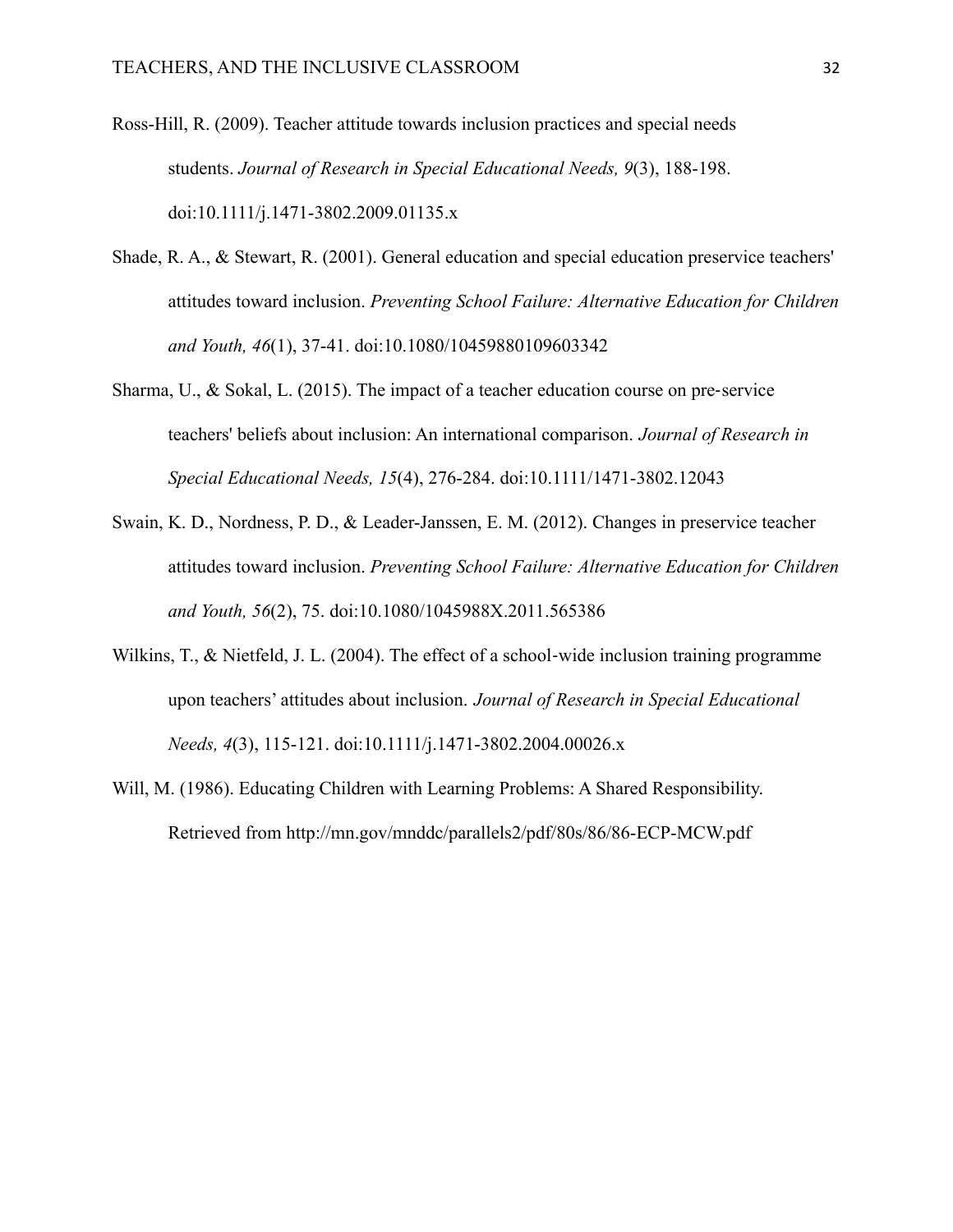Ross-Hill, R. (2009). Teacher attitude towards inclusion practices and special needs students. *Journal of Research in Special Educational Needs, 9*(3), 188-198. doi:10.1111/j.1471-3802.2009.01135.x

Shade, R. A., & Stewart, R. (2001). General education and special education preservice teachers' attitudes toward inclusion. *Preventing School Failure: Alternative Education for Children and Youth, 46*(1), 37-41. doi:10.1080/10459880109603342

Sharma, U., & Sokal, L. (2015). The impact of a teacher education course on pre-service teachers' beliefs about inclusion: An international comparison. *Journal of Research in Special Educational Needs, 15*(4), 276-284. doi:10.1111/1471-3802.12043

Swain, K. D., Nordness, P. D., & Leader-Janssen, E. M. (2012). Changes in preservice teacher attitudes toward inclusion. *Preventing School Failure: Alternative Education for Children and Youth, 56*(2), 75. doi:10.1080/1045988X.2011.565386

Wilkins, T., & Nietfeld, J. L. (2004). The effect of a school-wide inclusion training programme upon teachers' attitudes about inclusion. *Journal of Research in Special Educational Needs, 4*(3), 115-121. doi:10.1111/j.1471-3802.2004.00026.x

Will, M. (1986). Educating Children with Learning Problems: A Shared Responsibility. Retrieved from http://mn.gov/mnddc/parallels2/pdf/80s/86/86-ECP-MCW.pdf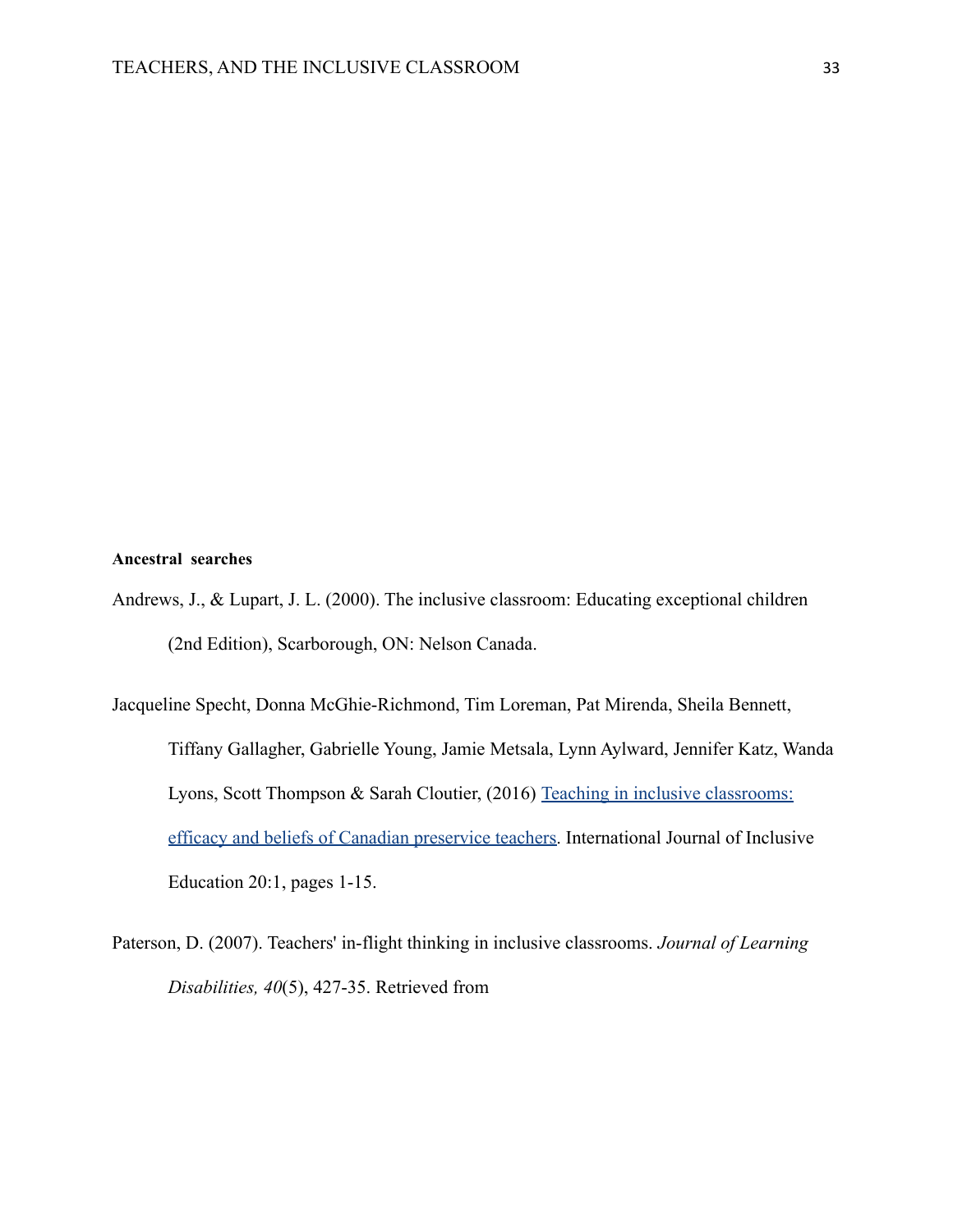**Ancestral searches**

Andrews, J., & Lupart, J. L. (2000). The inclusive classroom: Educating exceptional children (2nd Edition), Scarborough, ON: Nelson Canada.

Jacqueline Specht, Donna McGhie-Richmond, Tim Loreman, Pat Mirenda, Sheila Bennett, Tiffany Gallagher, Gabrielle Young, Jamie Metsala, Lynn Aylward, Jennifer Katz, Wanda Lyons, Scott Thompson & Sarah Cloutier, (2016) Teaching in inclusive classrooms: efficacy and beliefs of Canadian preservice teachers. International Journal of Inclusive Education 20:1, pages 1-15.

Paterson, D. (2007). Teachers' in-flight thinking in inclusive classrooms. *Journal of Learning Disabilities, 40*(5), 427-35. Retrieved from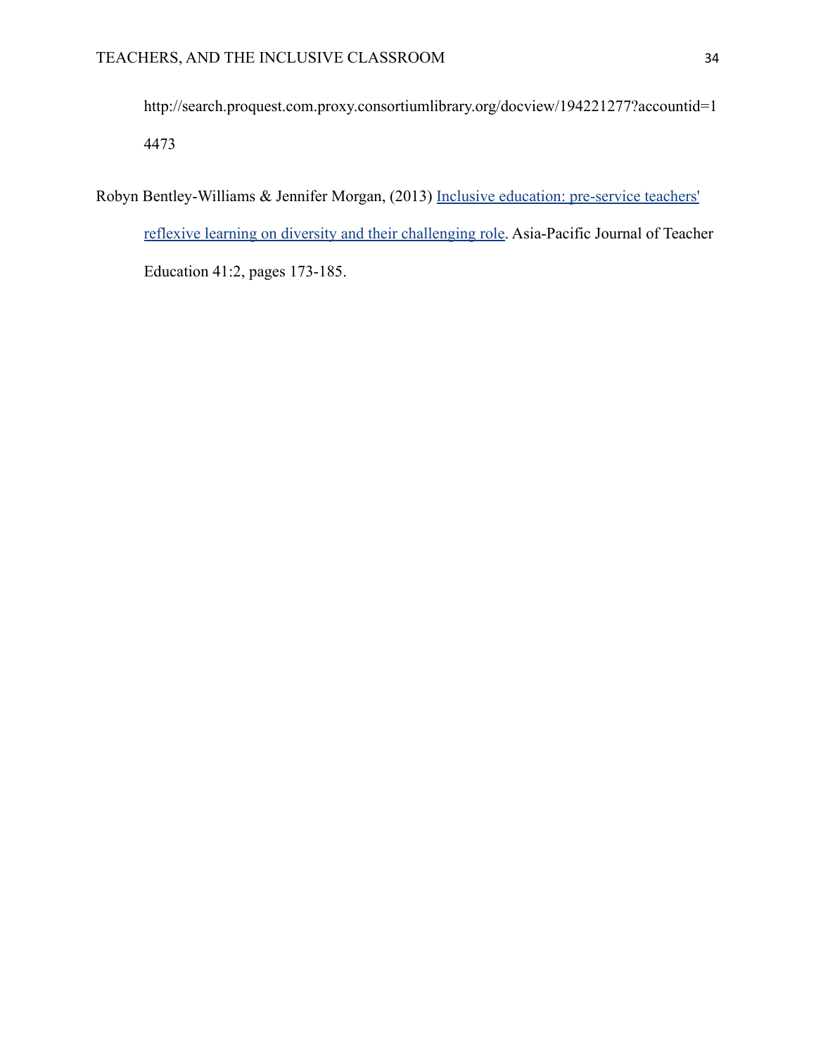http://search.proquest.com.proxy.consortiumlibrary.org/docview/194221277?accountid=14473

Robyn Bentley-Williams & Jennifer Morgan, (2013) Inclusive education: pre-service teachers' reflexive learning on diversity and their challenging role. Asia-Pacific Journal of Teacher Education 41:2, pages 173-185.